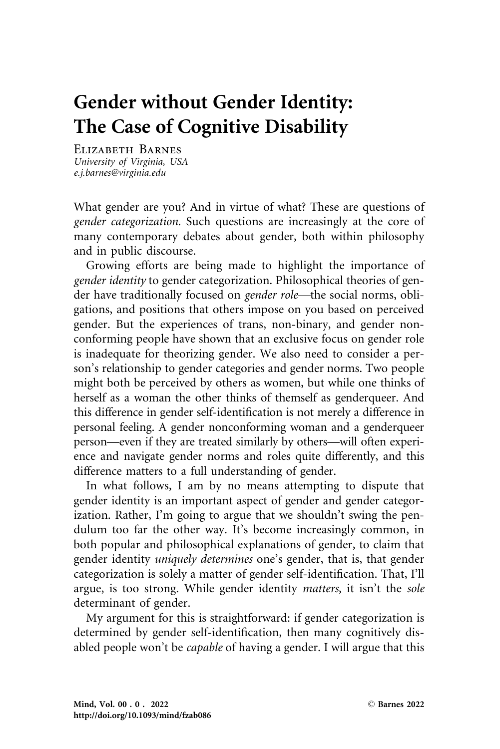# Gender without Gender Identity: The Case of Cognitive Disability

Elizabeth Barnes
*University of Virginia, USA*
*e.j.barnes@virginia.edu*

What gender are you? And in virtue of what? These are questions of *gender categorization.* Such questions are increasingly at the core of many contemporary debates about gender, both within philosophy and in public discourse.

Growing efforts are being made to highlight the importance of *gender identity* to gender categorization. Philosophical theories of gender have traditionally focused on *gender role*—the social norms, obligations, and positions that others impose on you based on perceived gender. But the experiences of trans, non-binary, and gender nonconforming people have shown that an exclusive focus on gender role is inadequate for theorizing gender. We also need to consider a person's relationship to gender categories and gender norms. Two people might both be perceived by others as women, but while one thinks of herself as a woman the other thinks of themself as genderqueer. And this difference in gender self-identification is not merely a difference in personal feeling. A gender nonconforming woman and a genderqueer person—even if they are treated similarly by others—will often experience and navigate gender norms and roles quite differently, and this difference matters to a full understanding of gender.

In what follows, I am by no means attempting to dispute that gender identity is an important aspect of gender and gender categorization. Rather, I'm going to argue that we shouldn't swing the pendulum too far the other way. It's become increasingly common, in both popular and philosophical explanations of gender, to claim that gender identity *uniquely determines* one's gender, that is, that gender categorization is solely a matter of gender self-identification. That, I'll argue, is too strong. While gender identity *matters*, it isn't the *sole* determinant of gender.

My argument for this is straightforward: if gender categorization is determined by gender self-identification, then many cognitively disabled people won't be *capable* of having a gender. I will argue that this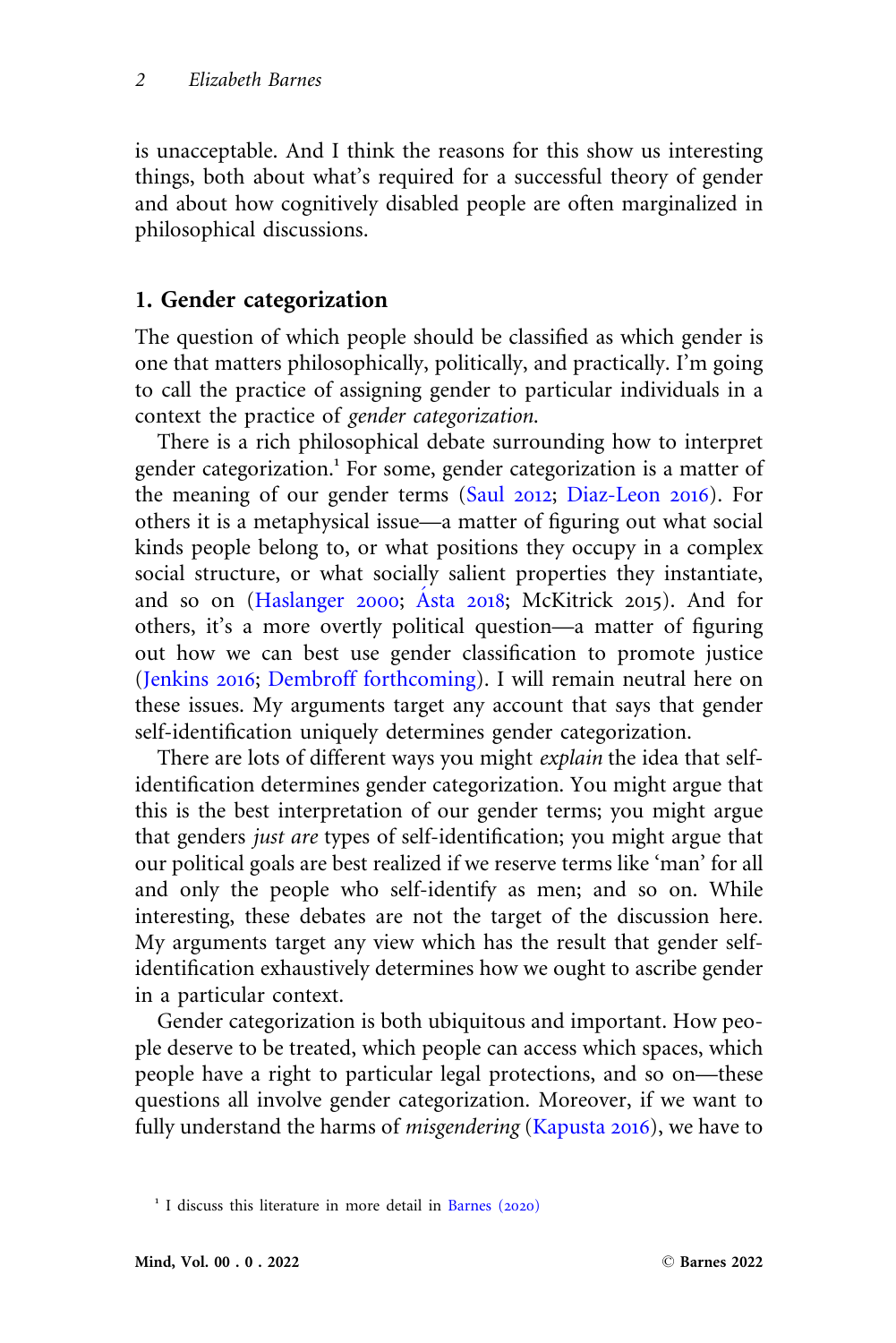is unacceptable. And I think the reasons for this show us interesting things, both about what's required for a successful theory of gender and about how cognitively disabled people are often marginalized in philosophical discussions.

## 1. Gender categorization

The question of which people should be classified as which gender is one that matters philosophically, politically, and practically. I'm going to call the practice of assigning gender to particular individuals in a context the practice of *gender categorization*.

There is a rich philosophical debate surrounding how to interpret gender categorization.[1] For some, gender categorization is a matter of the meaning of our gender terms (Saul 2012; Diaz-Leon 2016). For others it is a metaphysical issue—a matter of figuring out what social kinds people belong to, or what positions they occupy in a complex social structure, or what socially salient properties they instantiate, and so on (Haslanger 2000; Ásta 2018; McKitrick 2015). And for others, it's a more overtly political question—a matter of figuring out how we can best use gender classification to promote justice (Jenkins 2016; Dembroff forthcoming). I will remain neutral here on these issues. My arguments target any account that says that gender self-identification uniquely determines gender categorization.

There are lots of different ways you might *explain* the idea that self-identification determines gender categorization. You might argue that this is the best interpretation of our gender terms; you might argue that genders *just are* types of self-identification; you might argue that our political goals are best realized if we reserve terms like 'man' for all and only the people who self-identify as men; and so on. While interesting, these debates are not the target of the discussion here. My arguments target any view which has the result that gender self-identification exhaustively determines how we ought to ascribe gender in a particular context.

Gender categorization is both ubiquitous and important. How people deserve to be treated, which people can access which spaces, which people have a right to particular legal protections, and so on—these questions all involve gender categorization. Moreover, if we want to fully understand the harms of *misgendering* (Kapusta 2016), we have to

[1] I discuss this literature in more detail in Barnes (2020)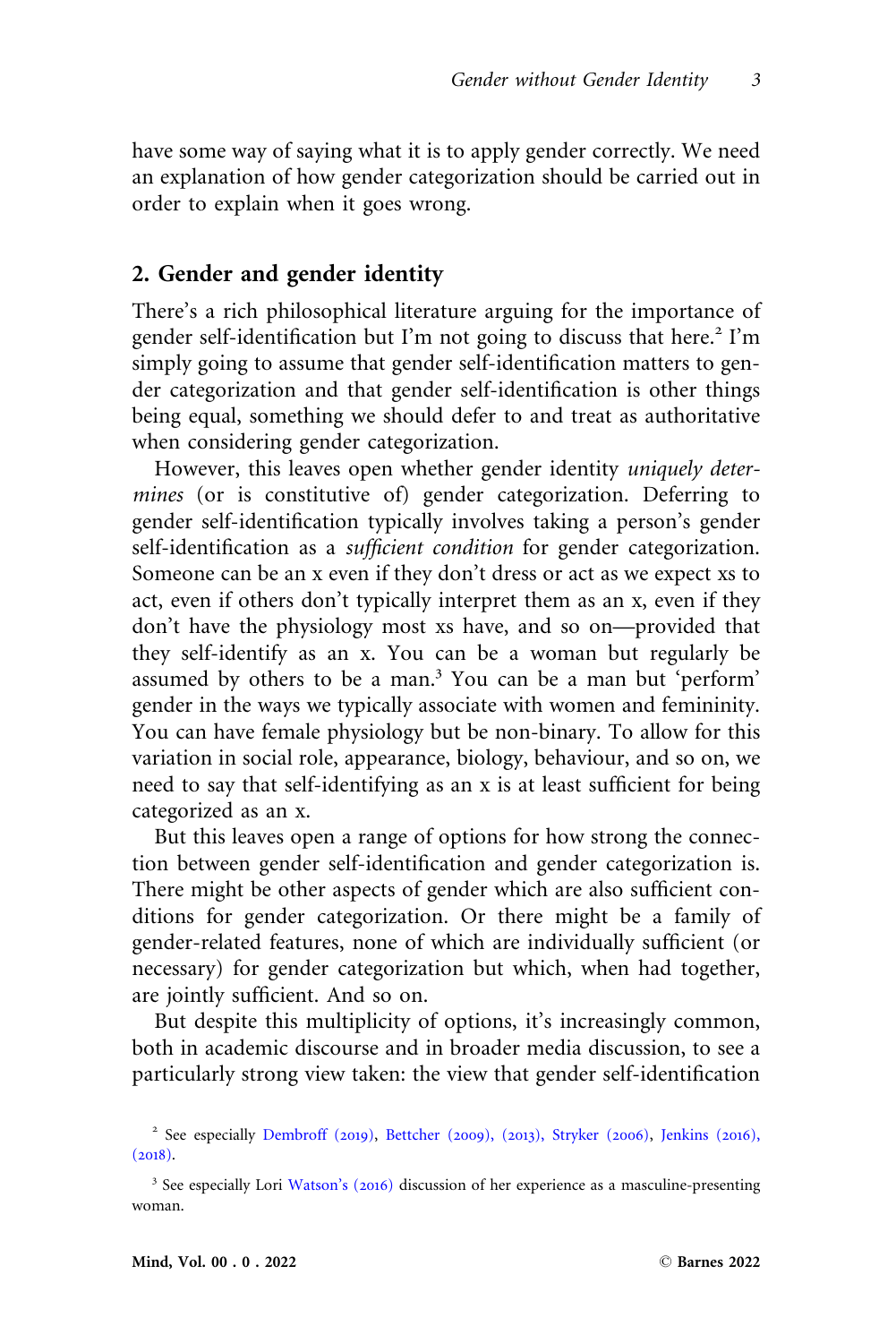have some way of saying what it is to apply gender correctly. We need an explanation of how gender categorization should be carried out in order to explain when it goes wrong.

## 2. Gender and gender identity

There's a rich philosophical literature arguing for the importance of gender self-identification but I'm not going to discuss that here.[2] I'm simply going to assume that gender self-identification matters to gender categorization and that gender self-identification is other things being equal, something we should defer to and treat as authoritative when considering gender categorization.

However, this leaves open whether gender identity *uniquely determines* (or is constitutive of) gender categorization. Deferring to gender self-identification typically involves taking a person's gender self-identification as a *sufficient condition* for gender categorization. Someone can be an x even if they don't dress or act as we expect xs to act, even if others don't typically interpret them as an x, even if they don't have the physiology most xs have, and so on—provided that they self-identify as an x. You can be a woman but regularly be assumed by others to be a man.[3] You can be a man but 'perform' gender in the ways we typically associate with women and femininity. You can have female physiology but be non-binary. To allow for this variation in social role, appearance, biology, behaviour, and so on, we need to say that self-identifying as an x is at least sufficient for being categorized as an x.

But this leaves open a range of options for how strong the connection between gender self-identification and gender categorization is. There might be other aspects of gender which are also sufficient conditions for gender categorization. Or there might be a family of gender-related features, none of which are individually sufficient (or necessary) for gender categorization but which, when had together, are jointly sufficient. And so on.

But despite this multiplicity of options, it's increasingly common, both in academic discourse and in broader media discussion, to see a particularly strong view taken: the view that gender self-identification

[2] See especially Dembroff (2019), Bettcher (2009), (2013), Stryker (2006), Jenkins (2016), (2018).

[3] See especially Lori Watson's (2016) discussion of her experience as a masculine-presenting woman.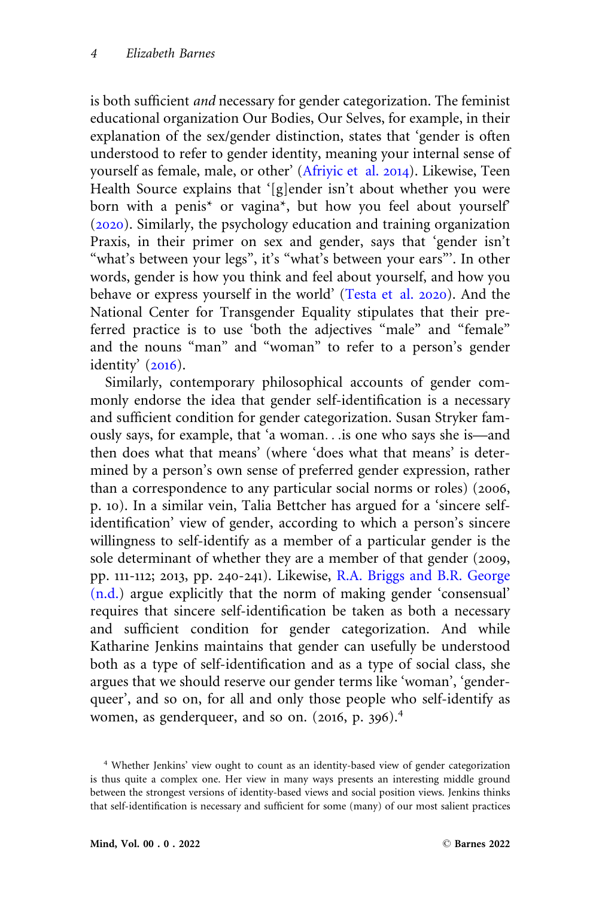is both sufficient *and* necessary for gender categorization. The feminist educational organization Our Bodies, Our Selves, for example, in their explanation of the sex/gender distinction, states that 'gender is often understood to refer to gender identity, meaning your internal sense of yourself as female, male, or other' (Afriyic et al. 2014). Likewise, Teen Health Source explains that '[g]ender isn't about whether you were born with a penis* or vagina*, but how you feel about yourself' (2020). Similarly, the psychology education and training organization Praxis, in their primer on sex and gender, says that 'gender isn't "what's between your legs", it's "what's between your ears"'. In other words, gender is how you think and feel about yourself, and how you behave or express yourself in the world' (Testa et al. 2020). And the National Center for Transgender Equality stipulates that their preferred practice is to use 'both the adjectives "male" and "female" and the nouns "man" and "woman" to refer to a person's gender identity' (2016).

Similarly, contemporary philosophical accounts of gender commonly endorse the idea that gender self-identification is a necessary and sufficient condition for gender categorization. Susan Stryker famously says, for example, that 'a woman. . .is one who says she is—and then does what that means' (where 'does what that means' is determined by a person's own sense of preferred gender expression, rather than a correspondence to any particular social norms or roles) (2006, p. 10). In a similar vein, Talia Bettcher has argued for a 'sincere self-identification' view of gender, according to which a person's sincere willingness to self-identify as a member of a particular gender is the sole determinant of whether they are a member of that gender (2009, pp. 111-112; 2013, pp. 240-241). Likewise, R.A. Briggs and B.R. George (n.d.) argue explicitly that the norm of making gender 'consensual' requires that sincere self-identification be taken as both a necessary and sufficient condition for gender categorization. And while Katharine Jenkins maintains that gender can usefully be understood both as a type of self-identification and as a type of social class, she argues that we should reserve our gender terms like 'woman', 'genderqueer', and so on, for all and only those people who self-identify as women, as genderqueer, and so on. (2016, p. 396).[4]

[4] Whether Jenkins' view ought to count as an identity-based view of gender categorization is thus quite a complex one. Her view in many ways presents an interesting middle ground between the strongest versions of identity-based views and social position views. Jenkins thinks that self-identification is necessary and sufficient for some (many) of our most salient practices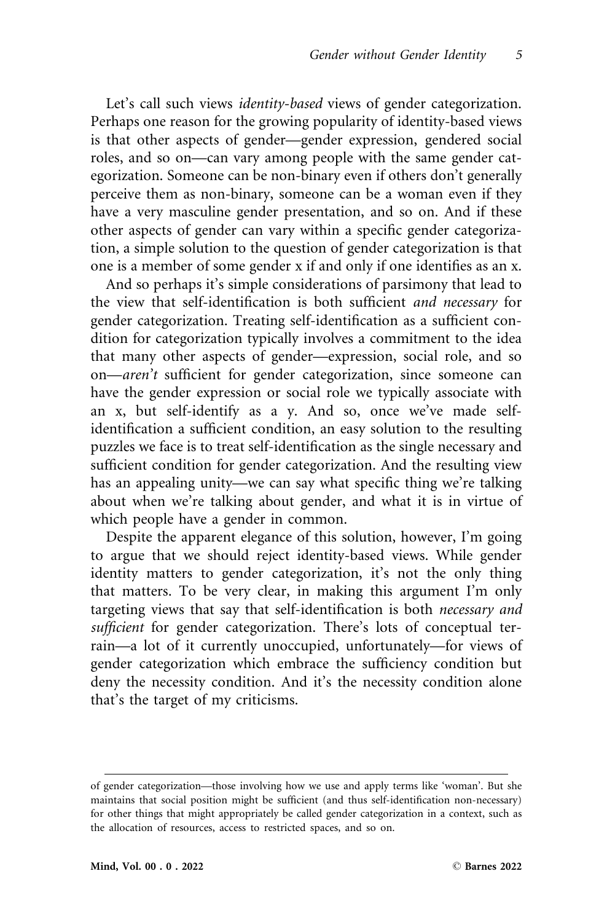Let's call such views *identity-based* views of gender categorization. Perhaps one reason for the growing popularity of identity-based views is that other aspects of gender—gender expression, gendered social roles, and so on—can vary among people with the same gender categorization. Someone can be non-binary even if others don't generally perceive them as non-binary, someone can be a woman even if they have a very masculine gender presentation, and so on. And if these other aspects of gender can vary within a specific gender categorization, a simple solution to the question of gender categorization is that one is a member of some gender x if and only if one identifies as an x.

And so perhaps it's simple considerations of parsimony that lead to the view that self-identification is both sufficient *and necessary* for gender categorization. Treating self-identification as a sufficient condition for categorization typically involves a commitment to the idea that many other aspects of gender—expression, social role, and so on—*aren't* sufficient for gender categorization, since someone can have the gender expression or social role we typically associate with an x, but self-identify as a y. And so, once we've made self-identification a sufficient condition, an easy solution to the resulting puzzles we face is to treat self-identification as the single necessary and sufficient condition for gender categorization. And the resulting view has an appealing unity—we can say what specific thing we're talking about when we're talking about gender, and what it is in virtue of which people have a gender in common.

Despite the apparent elegance of this solution, however, I'm going to argue that we should reject identity-based views. While gender identity matters to gender categorization, it's not the only thing that matters. To be very clear, in making this argument I'm only targeting views that say that self-identification is both *necessary and sufficient* for gender categorization. There's lots of conceptual terrain—a lot of it currently unoccupied, unfortunately—for views of gender categorization which embrace the sufficiency condition but deny the necessity condition. And it's the necessity condition alone that's the target of my criticisms.

---

of gender categorization—those involving how we use and apply terms like 'woman'. But she maintains that social position might be sufficient (and thus self-identification non-necessary) for other things that might appropriately be called gender categorization in a context, such as the allocation of resources, access to restricted spaces, and so on.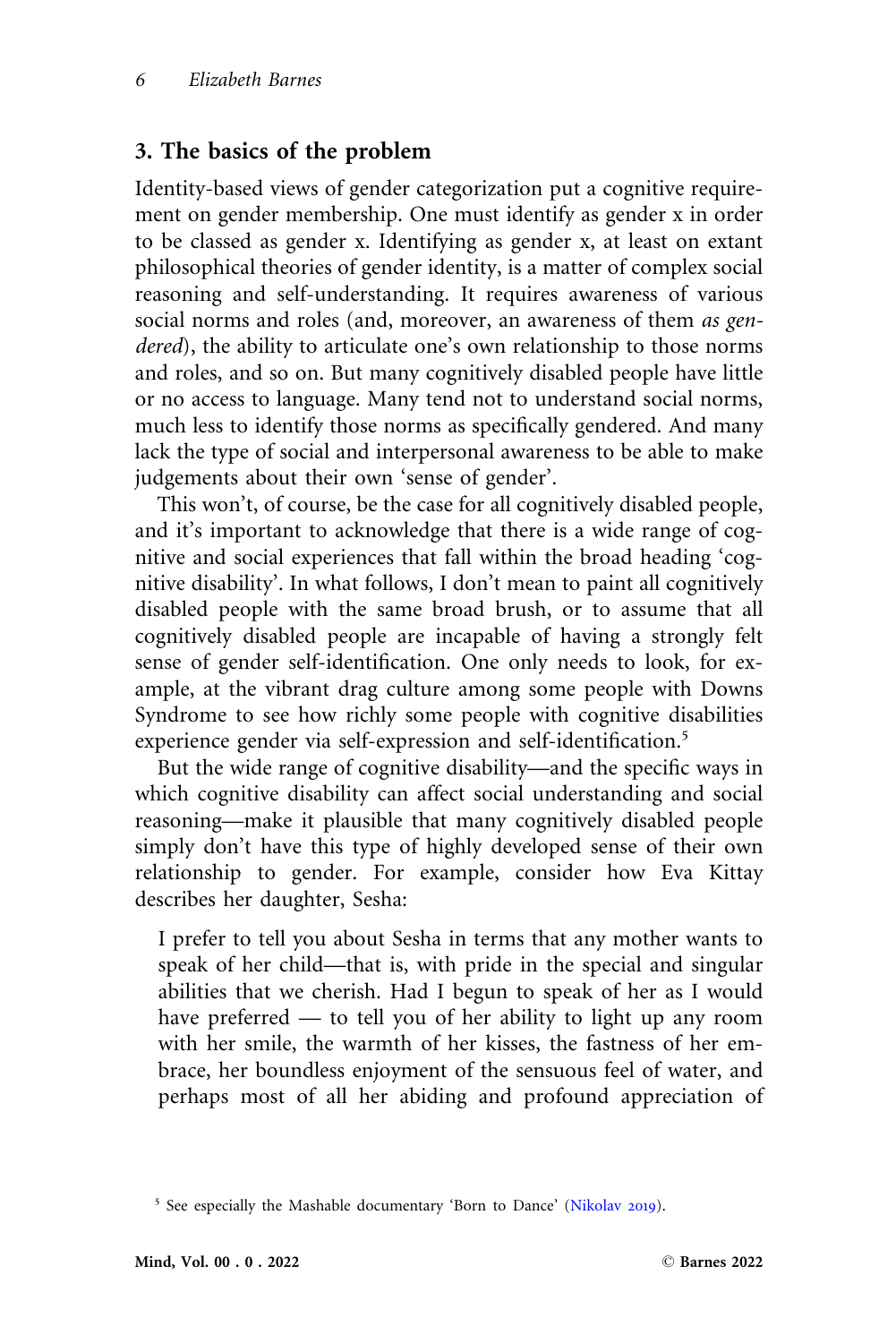## 3. The basics of the problem

Identity-based views of gender categorization put a cognitive requirement on gender membership. One must identify as gender x in order to be classed as gender x. Identifying as gender x, at least on extant philosophical theories of gender identity, is a matter of complex social reasoning and self-understanding. It requires awareness of various social norms and roles (and, moreover, an awareness of them *as gendered*), the ability to articulate one's own relationship to those norms and roles, and so on. But many cognitively disabled people have little or no access to language. Many tend not to understand social norms, much less to identify those norms as specifically gendered. And many lack the type of social and interpersonal awareness to be able to make judgements about their own 'sense of gender'.

This won't, of course, be the case for all cognitively disabled people, and it's important to acknowledge that there is a wide range of cognitive and social experiences that fall within the broad heading 'cognitive disability'. In what follows, I don't mean to paint all cognitively disabled people with the same broad brush, or to assume that all cognitively disabled people are incapable of having a strongly felt sense of gender self-identification. One only needs to look, for example, at the vibrant drag culture among some people with Downs Syndrome to see how richly some people with cognitive disabilities experience gender via self-expression and self-identification.[5]

But the wide range of cognitive disability—and the specific ways in which cognitive disability can affect social understanding and social reasoning—make it plausible that many cognitively disabled people simply don't have this type of highly developed sense of their own relationship to gender. For example, consider how Eva Kittay describes her daughter, Sesha:

> I prefer to tell you about Sesha in terms that any mother wants to speak of her child—that is, with pride in the special and singular abilities that we cherish. Had I begun to speak of her as I would have preferred — to tell you of her ability to light up any room with her smile, the warmth of her kisses, the fastness of her embrace, her boundless enjoyment of the sensuous feel of water, and perhaps most of all her abiding and profound appreciation of

[5] See especially the Mashable documentary 'Born to Dance' (Nikolav 2019).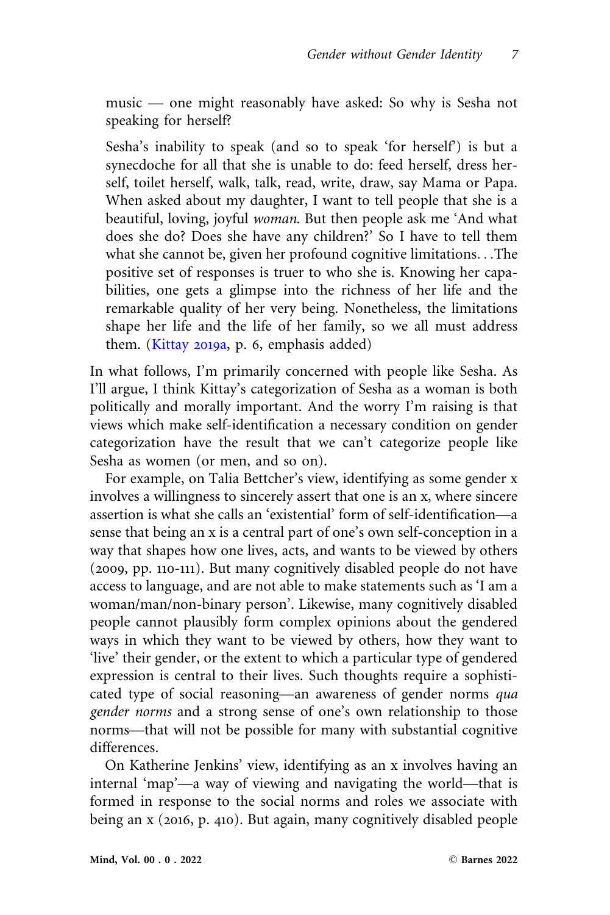music — one might reasonably have asked: So why is Sesha not speaking for herself?

> Sesha's inability to speak (and so to speak 'for herself') is but a synecdoche for all that she is unable to do: feed herself, dress herself, toilet herself, walk, talk, read, write, draw, say Mama or Papa. When asked about my daughter, I want to tell people that she is a beautiful, loving, joyful *woman*. But then people ask me 'And what does she do? Does she have any children?' So I have to tell them what she cannot be, given her profound cognitive limitations. . .The positive set of responses is truer to who she is. Knowing her capabilities, one gets a glimpse into the richness of her life and the remarkable quality of her very being. Nonetheless, the limitations shape her life and the life of her family, so we all must address them. (Kittay 2019a, p. 6, emphasis added)

In what follows, I'm primarily concerned with people like Sesha. As I'll argue, I think Kittay's categorization of Sesha as a woman is both politically and morally important. And the worry I'm raising is that views which make self-identification a necessary condition on gender categorization have the result that we can't categorize people like Sesha as women (or men, and so on).

For example, on Talia Bettcher's view, identifying as some gender x involves a willingness to sincerely assert that one is an x, where sincere assertion is what she calls an 'existential' form of self-identification—a sense that being an x is a central part of one's own self-conception in a way that shapes how one lives, acts, and wants to be viewed by others (2009, pp. 110-111). But many cognitively disabled people do not have access to language, and are not able to make statements such as 'I am a woman/man/non-binary person'. Likewise, many cognitively disabled people cannot plausibly form complex opinions about the gendered ways in which they want to be viewed by others, how they want to 'live' their gender, or the extent to which a particular type of gendered expression is central to their lives. Such thoughts require a sophisticated type of social reasoning—an awareness of gender norms *qua gender norms* and a strong sense of one's own relationship to those norms—that will not be possible for many with substantial cognitive differences.

On Katherine Jenkins' view, identifying as an x involves having an internal 'map'—a way of viewing and navigating the world—that is formed in response to the social norms and roles we associate with being an x (2016, p. 410). But again, many cognitively disabled people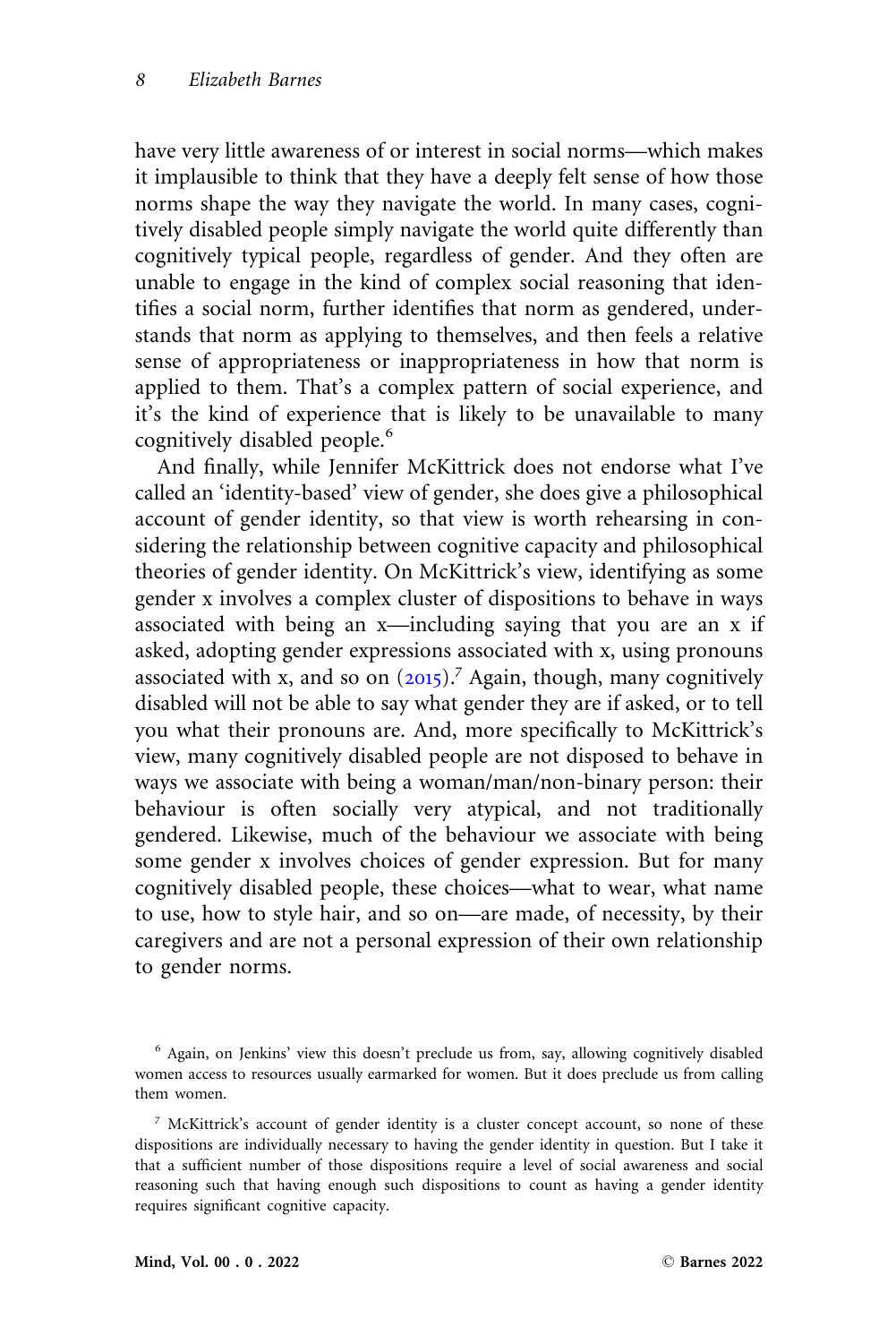have very little awareness of or interest in social norms—which makes it implausible to think that they have a deeply felt sense of how those norms shape the way they navigate the world. In many cases, cognitively disabled people simply navigate the world quite differently than cognitively typical people, regardless of gender. And they often are unable to engage in the kind of complex social reasoning that identifies a social norm, further identifies that norm as gendered, understands that norm as applying to themselves, and then feels a relative sense of appropriateness or inappropriateness in how that norm is applied to them. That's a complex pattern of social experience, and it's the kind of experience that is likely to be unavailable to many cognitively disabled people.[6]

And finally, while Jennifer McKittrick does not endorse what I've called an 'identity-based' view of gender, she does give a philosophical account of gender identity, so that view is worth rehearsing in considering the relationship between cognitive capacity and philosophical theories of gender identity. On McKittrick's view, identifying as some gender x involves a complex cluster of dispositions to behave in ways associated with being an x—including saying that you are an x if asked, adopting gender expressions associated with x, using pronouns associated with x, and so on (2015).[7] Again, though, many cognitively disabled will not be able to say what gender they are if asked, or to tell you what their pronouns are. And, more specifically to McKittrick's view, many cognitively disabled people are not disposed to behave in ways we associate with being a woman/man/non-binary person: their behaviour is often socially very atypical, and not traditionally gendered. Likewise, much of the behaviour we associate with being some gender x involves choices of gender expression. But for many cognitively disabled people, these choices—what to wear, what name to use, how to style hair, and so on—are made, of necessity, by their caregivers and are not a personal expression of their own relationship to gender norms.

[6] Again, on Jenkins' view this doesn't preclude us from, say, allowing cognitively disabled women access to resources usually earmarked for women. But it does preclude us from calling them women.

[7] McKittrick's account of gender identity is a cluster concept account, so none of these dispositions are individually necessary to having the gender identity in question. But I take it that a sufficient number of those dispositions require a level of social awareness and social reasoning such that having enough such dispositions to count as having a gender identity requires significant cognitive capacity.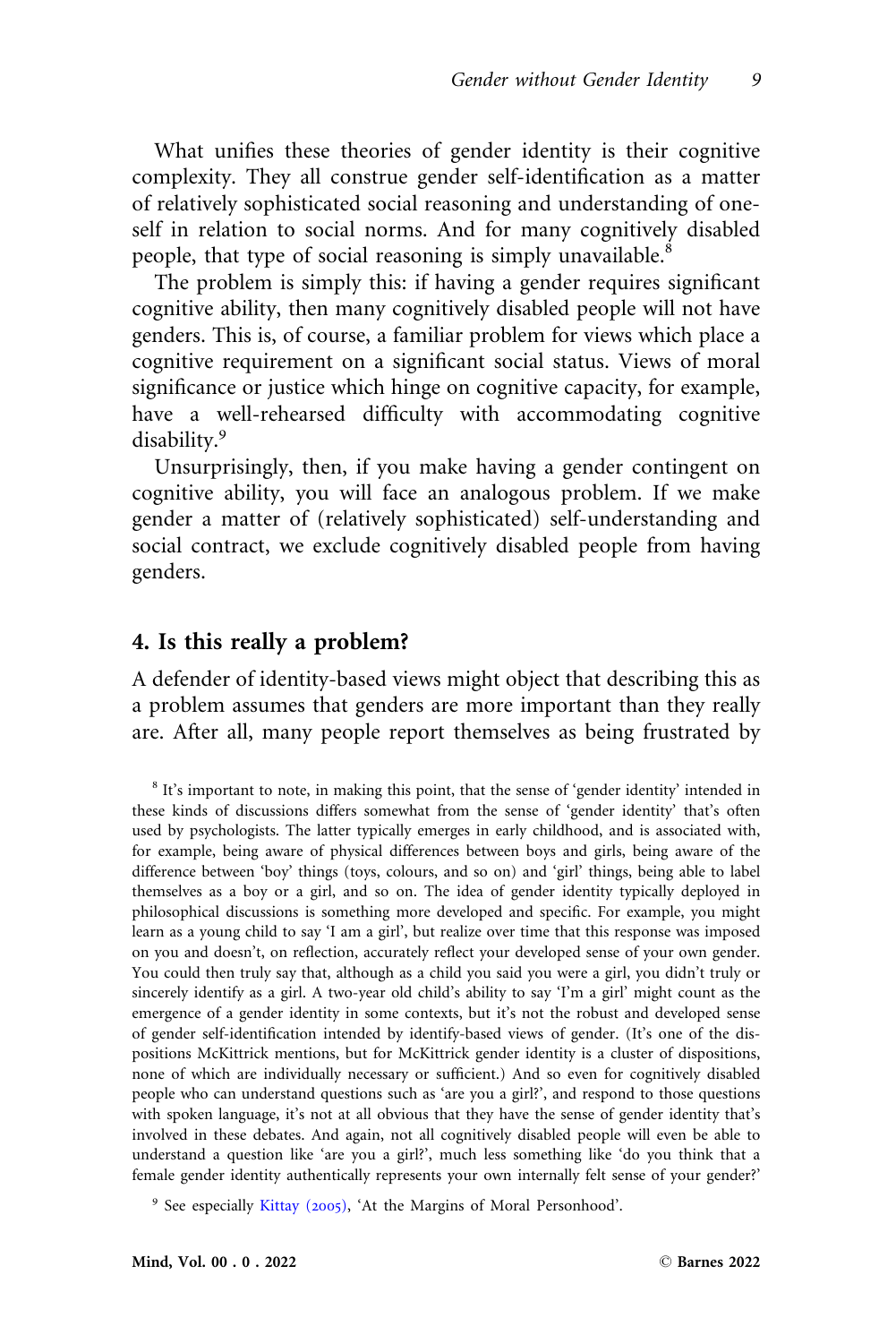What unifies these theories of gender identity is their cognitive complexity. They all construe gender self-identification as a matter of relatively sophisticated social reasoning and understanding of oneself in relation to social norms. And for many cognitively disabled people, that type of social reasoning is simply unavailable.[8]

The problem is simply this: if having a gender requires significant cognitive ability, then many cognitively disabled people will not have genders. This is, of course, a familiar problem for views which place a cognitive requirement on a significant social status. Views of moral significance or justice which hinge on cognitive capacity, for example, have a well-rehearsed difficulty with accommodating cognitive disability.[9]

Unsurprisingly, then, if you make having a gender contingent on cognitive ability, you will face an analogous problem. If we make gender a matter of (relatively sophisticated) self-understanding and social contract, we exclude cognitively disabled people from having genders.

## 4. Is this really a problem?

A defender of identity-based views might object that describing this as a problem assumes that genders are more important than they really are. After all, many people report themselves as being frustrated by

[8] It's important to note, in making this point, that the sense of 'gender identity' intended in these kinds of discussions differs somewhat from the sense of 'gender identity' that's often used by psychologists. The latter typically emerges in early childhood, and is associated with, for example, being aware of physical differences between boys and girls, being aware of the difference between 'boy' things (toys, colours, and so on) and 'girl' things, being able to label themselves as a boy or a girl, and so on. The idea of gender identity typically deployed in philosophical discussions is something more developed and specific. For example, you might learn as a young child to say 'I am a girl', but realize over time that this response was imposed on you and doesn't, on reflection, accurately reflect your developed sense of your own gender. You could then truly say that, although as a child you said you were a girl, you didn't truly or sincerely identify as a girl. A two-year old child's ability to say 'I'm a girl' might count as the emergence of a gender identity in some contexts, but it's not the robust and developed sense of gender self-identification intended by identify-based views of gender. (It's one of the dispositions McKittrick mentions, but for McKittrick gender identity is a cluster of dispositions, none of which are individually necessary or sufficient.) And so even for cognitively disabled people who can understand questions such as 'are you a girl?', and respond to those questions with spoken language, it's not at all obvious that they have the sense of gender identity that's involved in these debates. And again, not all cognitively disabled people will even be able to understand a question like 'are you a girl?', much less something like 'do you think that a female gender identity authentically represents your own internally felt sense of your gender?'

[9] See especially Kittay (2005), 'At the Margins of Moral Personhood'.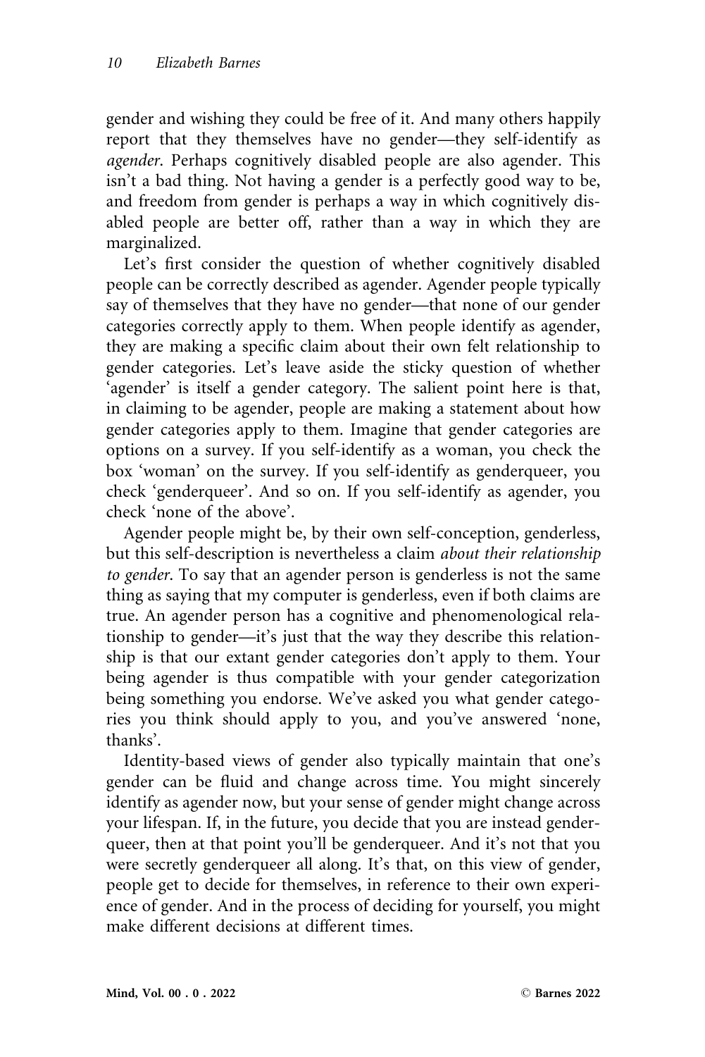gender and wishing they could be free of it. And many others happily report that they themselves have no gender—they self-identify as *agender*. Perhaps cognitively disabled people are also agender. This isn't a bad thing. Not having a gender is a perfectly good way to be, and freedom from gender is perhaps a way in which cognitively disabled people are better off, rather than a way in which they are marginalized.

Let's first consider the question of whether cognitively disabled people can be correctly described as agender. Agender people typically say of themselves that they have no gender—that none of our gender categories correctly apply to them. When people identify as agender, they are making a specific claim about their own felt relationship to gender categories. Let's leave aside the sticky question of whether 'agender' is itself a gender category. The salient point here is that, in claiming to be agender, people are making a statement about how gender categories apply to them. Imagine that gender categories are options on a survey. If you self-identify as a woman, you check the box 'woman' on the survey. If you self-identify as genderqueer, you check 'genderqueer'. And so on. If you self-identify as agender, you check 'none of the above'.

Agender people might be, by their own self-conception, genderless, but this self-description is nevertheless a claim *about their relationship to gender*. To say that an agender person is genderless is not the same thing as saying that my computer is genderless, even if both claims are true. An agender person has a cognitive and phenomenological relationship to gender—it's just that the way they describe this relationship is that our extant gender categories don't apply to them. Your being agender is thus compatible with your gender categorization being something you endorse. We've asked you what gender categories you think should apply to you, and you've answered 'none, thanks'.

Identity-based views of gender also typically maintain that one's gender can be fluid and change across time. You might sincerely identify as agender now, but your sense of gender might change across your lifespan. If, in the future, you decide that you are instead genderqueer, then at that point you'll be genderqueer. And it's not that you were secretly genderqueer all along. It's that, on this view of gender, people get to decide for themselves, in reference to their own experience of gender. And in the process of deciding for yourself, you might make different decisions at different times.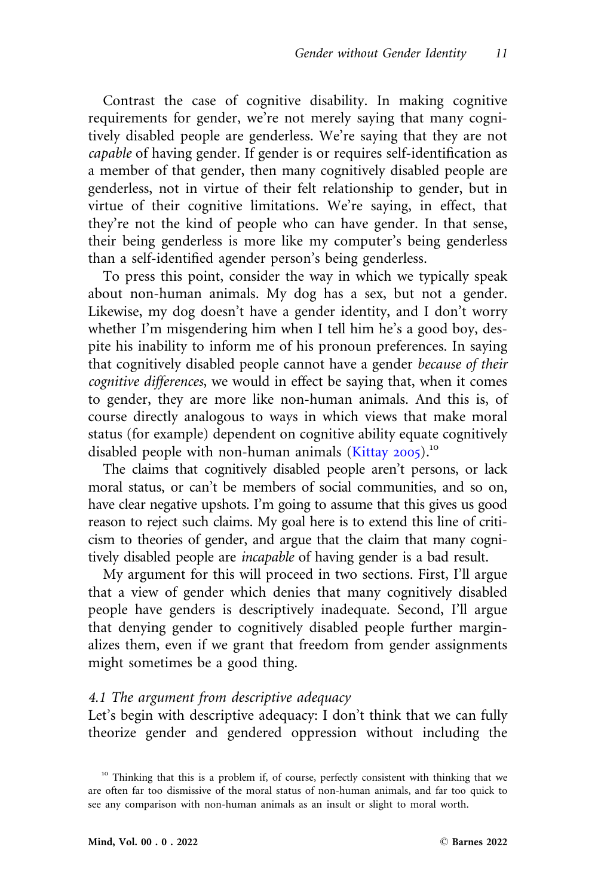Contrast the case of cognitive disability. In making cognitive requirements for gender, we're not merely saying that many cognitively disabled people are genderless. We're saying that they are not *capable* of having gender. If gender is or requires self-identification as a member of that gender, then many cognitively disabled people are genderless, not in virtue of their felt relationship to gender, but in virtue of their cognitive limitations. We're saying, in effect, that they're not the kind of people who can have gender. In that sense, their being genderless is more like my computer's being genderless than a self-identified agender person's being genderless.

To press this point, consider the way in which we typically speak about non-human animals. My dog has a sex, but not a gender. Likewise, my dog doesn't have a gender identity, and I don't worry whether I'm misgendering him when I tell him he's a good boy, despite his inability to inform me of his pronoun preferences. In saying that cognitively disabled people cannot have a gender *because of their cognitive differences*, we would in effect be saying that, when it comes to gender, they are more like non-human animals. And this is, of course directly analogous to ways in which views that make moral status (for example) dependent on cognitive ability equate cognitively disabled people with non-human animals (Kittay 2005).[10]

The claims that cognitively disabled people aren't persons, or lack moral status, or can't be members of social communities, and so on, have clear negative upshots. I'm going to assume that this gives us good reason to reject such claims. My goal here is to extend this line of criticism to theories of gender, and argue that the claim that many cognitively disabled people are *incapable* of having gender is a bad result.

My argument for this will proceed in two sections. First, I'll argue that a view of gender which denies that many cognitively disabled people have genders is descriptively inadequate. Second, I'll argue that denying gender to cognitively disabled people further marginalizes them, even if we grant that freedom from gender assignments might sometimes be a good thing.

### *4.1 The argument from descriptive adequacy*

Let's begin with descriptive adequacy: I don't think that we can fully theorize gender and gendered oppression without including the

[10] Thinking that this is a problem if, of course, perfectly consistent with thinking that we are often far too dismissive of the moral status of non-human animals, and far too quick to see any comparison with non-human animals as an insult or slight to moral worth.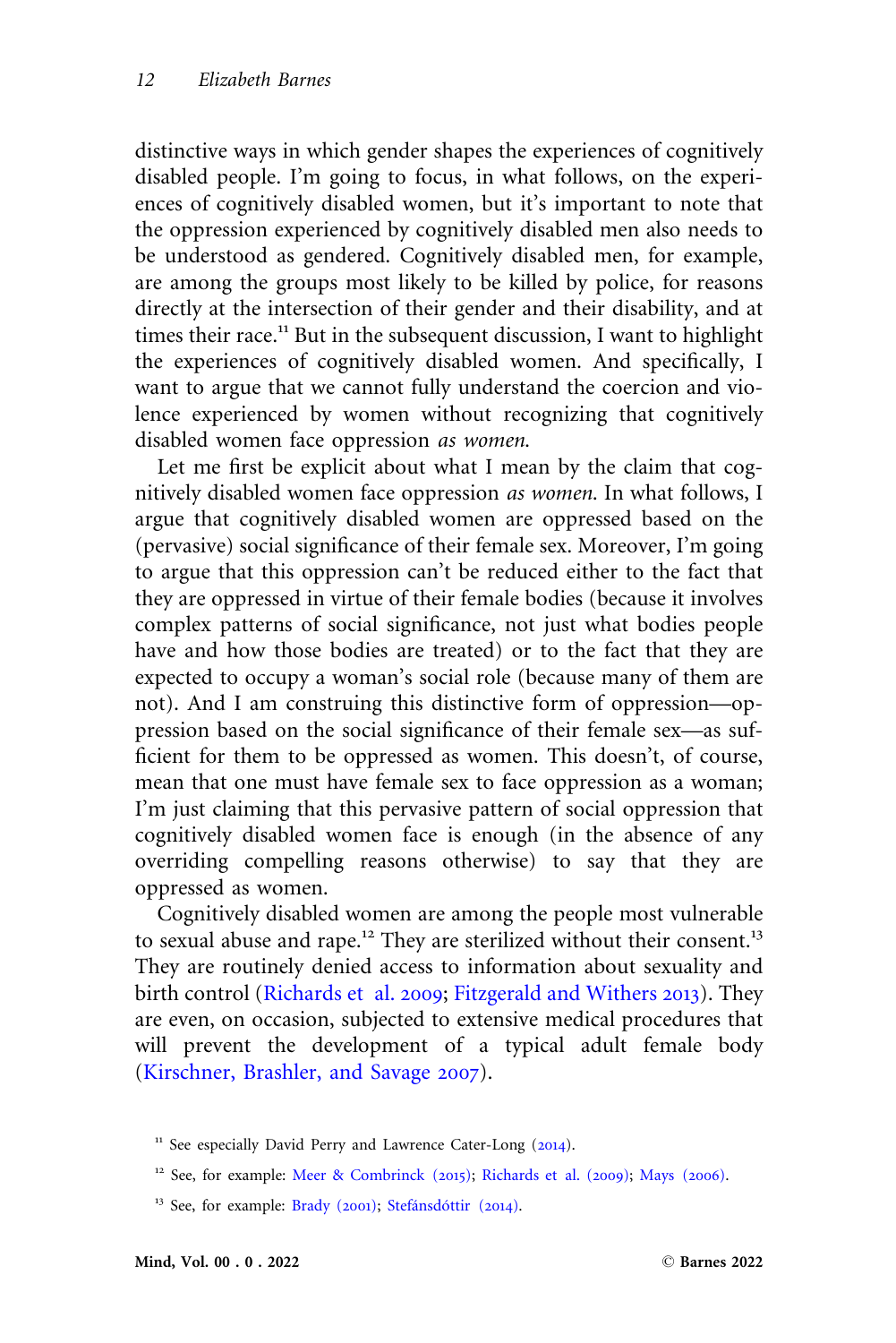distinctive ways in which gender shapes the experiences of cognitively disabled people. I'm going to focus, in what follows, on the experiences of cognitively disabled women, but it's important to note that the oppression experienced by cognitively disabled men also needs to be understood as gendered. Cognitively disabled men, for example, are among the groups most likely to be killed by police, for reasons directly at the intersection of their gender and their disability, and at times their race.[11] But in the subsequent discussion, I want to highlight the experiences of cognitively disabled women. And specifically, I want to argue that we cannot fully understand the coercion and violence experienced by women without recognizing that cognitively disabled women face oppression *as women*.

Let me first be explicit about what I mean by the claim that cognitively disabled women face oppression *as women*. In what follows, I argue that cognitively disabled women are oppressed based on the (pervasive) social significance of their female sex. Moreover, I'm going to argue that this oppression can't be reduced either to the fact that they are oppressed in virtue of their female bodies (because it involves complex patterns of social significance, not just what bodies people have and how those bodies are treated) or to the fact that they are expected to occupy a woman's social role (because many of them are not). And I am construing this distinctive form of oppression—oppression based on the social significance of their female sex—as sufficient for them to be oppressed as women. This doesn't, of course, mean that one must have female sex to face oppression as a woman; I'm just claiming that this pervasive pattern of social oppression that cognitively disabled women face is enough (in the absence of any overriding compelling reasons otherwise) to say that they are oppressed as women.

Cognitively disabled women are among the people most vulnerable to sexual abuse and rape.[12] They are sterilized without their consent.[13] They are routinely denied access to information about sexuality and birth control (Richards et al. 2009; Fitzgerald and Withers 2013). They are even, on occasion, subjected to extensive medical procedures that will prevent the development of a typical adult female body (Kirschner, Brashler, and Savage 2007).

[11] See especially David Perry and Lawrence Cater-Long (2014).

[12] See, for example: Meer & Combrinck (2015); Richards et al. (2009); Mays (2006).

[13] See, for example: Brady (2001); Stefánsdóttir (2014).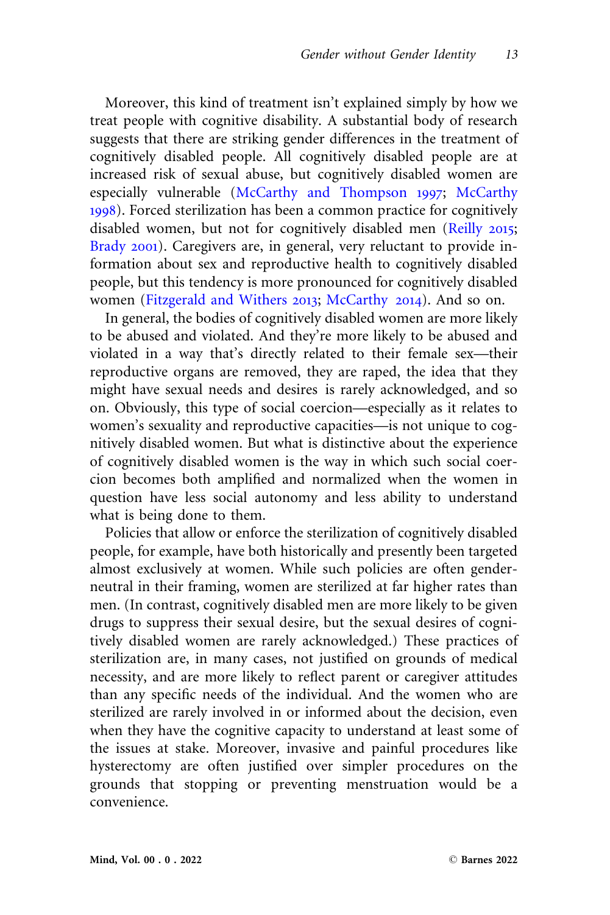Moreover, this kind of treatment isn't explained simply by how we treat people with cognitive disability. A substantial body of research suggests that there are striking gender differences in the treatment of cognitively disabled people. All cognitively disabled people are at increased risk of sexual abuse, but cognitively disabled women are especially vulnerable (McCarthy and Thompson 1997; McCarthy 1998). Forced sterilization has been a common practice for cognitively disabled women, but not for cognitively disabled men (Reilly 2015; Brady 2001). Caregivers are, in general, very reluctant to provide information about sex and reproductive health to cognitively disabled people, but this tendency is more pronounced for cognitively disabled women (Fitzgerald and Withers 2013; McCarthy 2014). And so on.

In general, the bodies of cognitively disabled women are more likely to be abused and violated. And they're more likely to be abused and violated in a way that's directly related to their female sex—their reproductive organs are removed, they are raped, the idea that they might have sexual needs and desires is rarely acknowledged, and so on. Obviously, this type of social coercion—especially as it relates to women's sexuality and reproductive capacities—is not unique to cognitively disabled women. But what is distinctive about the experience of cognitively disabled women is the way in which such social coercion becomes both amplified and normalized when the women in question have less social autonomy and less ability to understand what is being done to them.

Policies that allow or enforce the sterilization of cognitively disabled people, for example, have both historically and presently been targeted almost exclusively at women. While such policies are often gender-neutral in their framing, women are sterilized at far higher rates than men. (In contrast, cognitively disabled men are more likely to be given drugs to suppress their sexual desire, but the sexual desires of cognitively disabled women are rarely acknowledged.) These practices of sterilization are, in many cases, not justified on grounds of medical necessity, and are more likely to reflect parent or caregiver attitudes than any specific needs of the individual. And the women who are sterilized are rarely involved in or informed about the decision, even when they have the cognitive capacity to understand at least some of the issues at stake. Moreover, invasive and painful procedures like hysterectomy are often justified over simpler procedures on the grounds that stopping or preventing menstruation would be a convenience.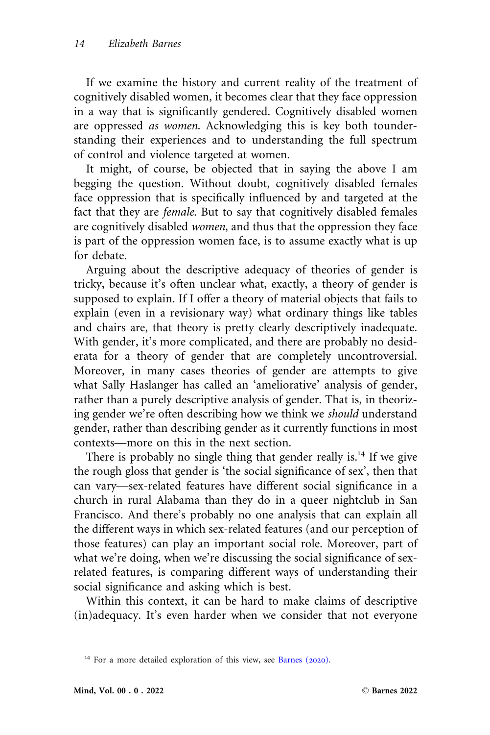If we examine the history and current reality of the treatment of cognitively disabled women, it becomes clear that they face oppression in a way that is significantly gendered. Cognitively disabled women are oppressed *as women*. Acknowledging this is key both tounderstanding their experiences and to understanding the full spectrum of control and violence targeted at women.

It might, of course, be objected that in saying the above I am begging the question. Without doubt, cognitively disabled females face oppression that is specifically influenced by and targeted at the fact that they are *female*. But to say that cognitively disabled females are cognitively disabled *women*, and thus that the oppression they face is part of the oppression women face, is to assume exactly what is up for debate.

Arguing about the descriptive adequacy of theories of gender is tricky, because it's often unclear what, exactly, a theory of gender is supposed to explain. If I offer a theory of material objects that fails to explain (even in a revisionary way) what ordinary things like tables and chairs are, that theory is pretty clearly descriptively inadequate. With gender, it's more complicated, and there are probably no desiderata for a theory of gender that are completely uncontroversial. Moreover, in many cases theories of gender are attempts to give what Sally Haslanger has called an 'ameliorative' analysis of gender, rather than a purely descriptive analysis of gender. That is, in theorizing gender we're often describing how we think we *should* understand gender, rather than describing gender as it currently functions in most contexts—more on this in the next section.

There is probably no single thing that gender really is.[14] If we give the rough gloss that gender is 'the social significance of sex', then that can vary—sex-related features have different social significance in a church in rural Alabama than they do in a queer nightclub in San Francisco. And there's probably no one analysis that can explain all the different ways in which sex-related features (and our perception of those features) can play an important social role. Moreover, part of what we're doing, when we're discussing the social significance of sex-related features, is comparing different ways of understanding their social significance and asking which is best.

Within this context, it can be hard to make claims of descriptive (in)adequacy. It's even harder when we consider that not everyone

[14] For a more detailed exploration of this view, see Barnes (2020).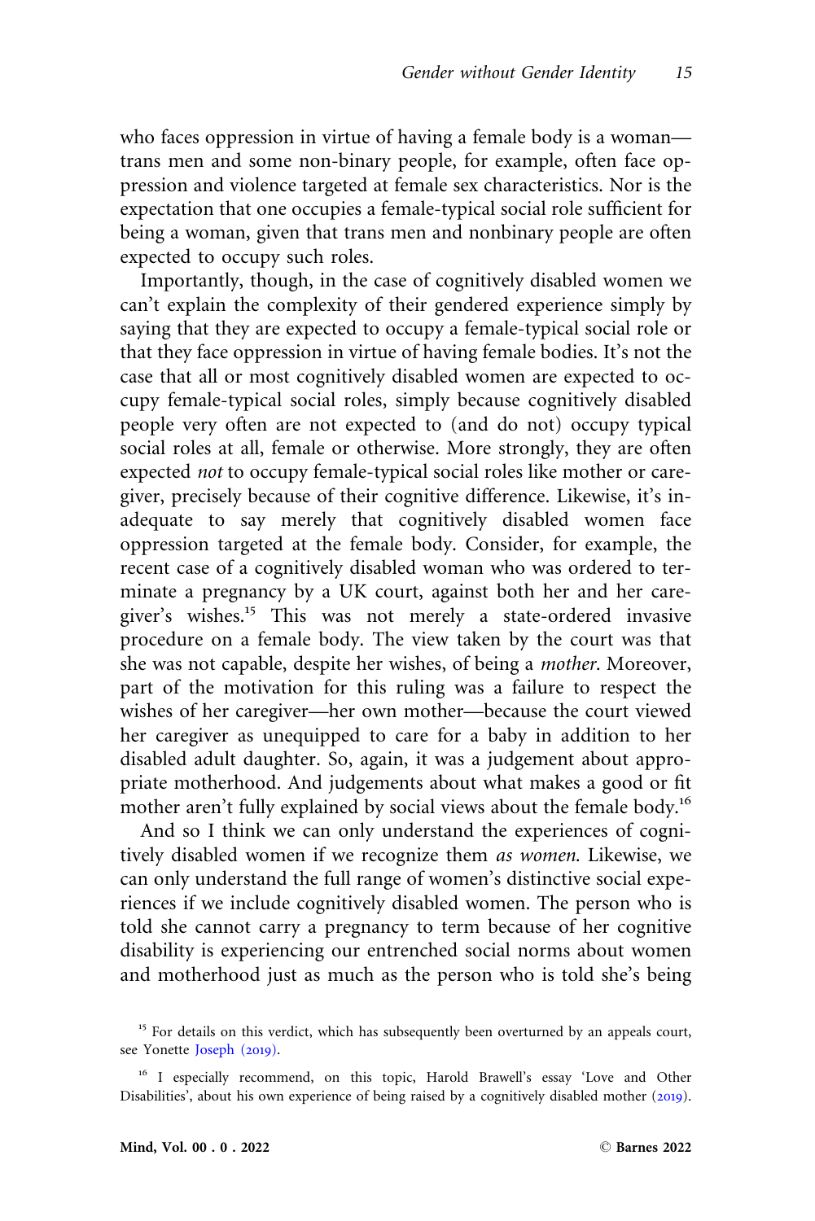who faces oppression in virtue of having a female body is a woman—trans men and some non-binary people, for example, often face oppression and violence targeted at female sex characteristics. Nor is the expectation that one occupies a female-typical social role sufficient for being a woman, given that trans men and nonbinary people are often expected to occupy such roles.

Importantly, though, in the case of cognitively disabled women we can't explain the complexity of their gendered experience simply by saying that they are expected to occupy a female-typical social role or that they face oppression in virtue of having female bodies. It's not the case that all or most cognitively disabled women are expected to occupy female-typical social roles, simply because cognitively disabled people very often are not expected to (and do not) occupy typical social roles at all, female or otherwise. More strongly, they are often expected *not* to occupy female-typical social roles like mother or caregiver, precisely because of their cognitive difference. Likewise, it's inadequate to say merely that cognitively disabled women face oppression targeted at the female body. Consider, for example, the recent case of a cognitively disabled woman who was ordered to terminate a pregnancy by a UK court, against both her and her caregiver's wishes.[15] This was not merely a state-ordered invasive procedure on a female body. The view taken by the court was that she was not capable, despite her wishes, of being a *mother*. Moreover, part of the motivation for this ruling was a failure to respect the wishes of her caregiver—her own mother—because the court viewed her caregiver as unequipped to care for a baby in addition to her disabled adult daughter. So, again, it was a judgement about appropriate motherhood. And judgements about what makes a good or fit mother aren't fully explained by social views about the female body.[16]

And so I think we can only understand the experiences of cognitively disabled women if we recognize them *as women*. Likewise, we can only understand the full range of women's distinctive social experiences if we include cognitively disabled women. The person who is told she cannot carry a pregnancy to term because of her cognitive disability is experiencing our entrenched social norms about women and motherhood just as much as the person who is told she's being

[15] For details on this verdict, which has subsequently been overturned by an appeals court, see Yonette Joseph (2019).

[16] I especially recommend, on this topic, Harold Brawell's essay 'Love and Other Disabilities', about his own experience of being raised by a cognitively disabled mother (2019).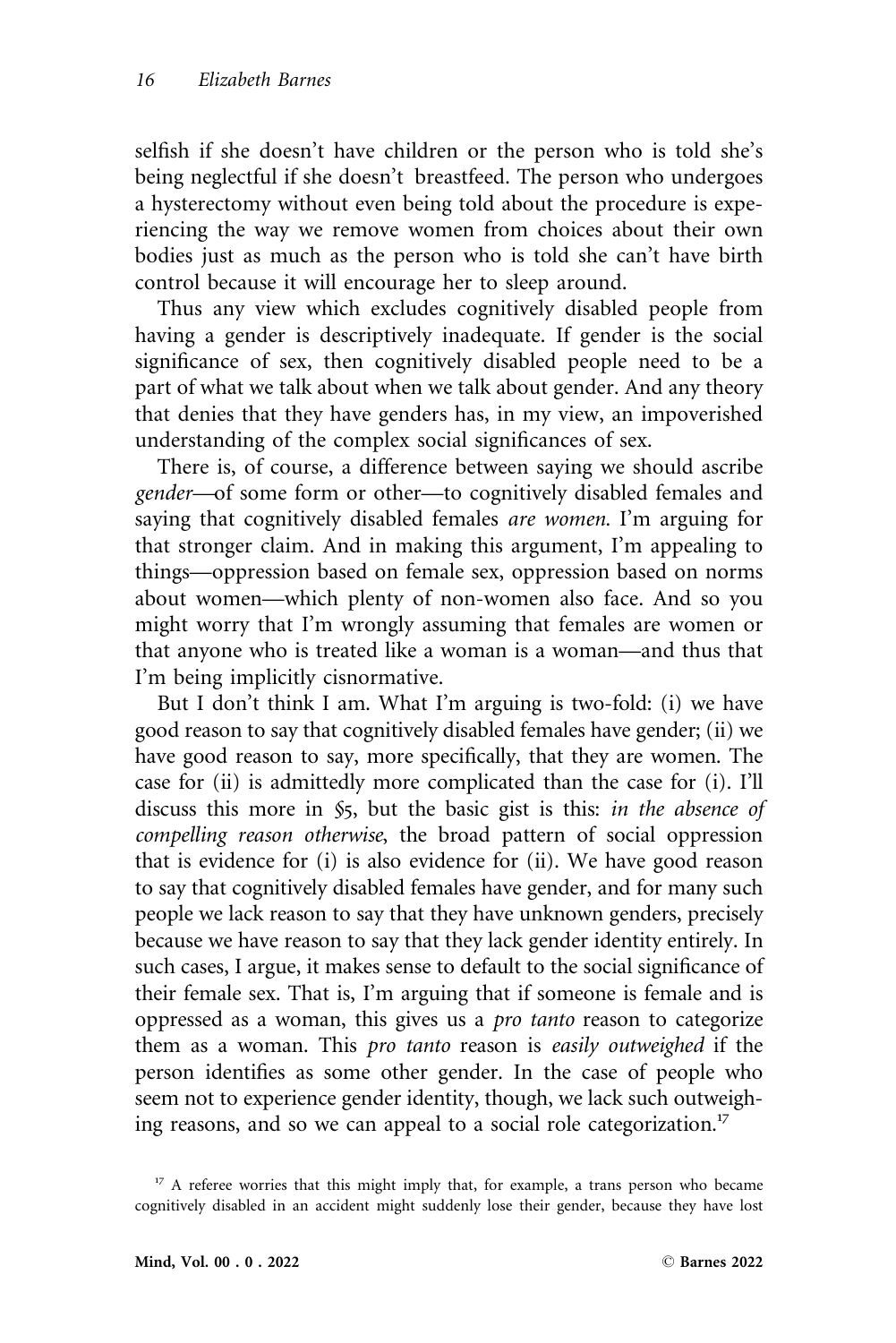selfish if she doesn't have children or the person who is told she's being neglectful if she doesn't breastfeed. The person who undergoes a hysterectomy without even being told about the procedure is experiencing the way we remove women from choices about their own bodies just as much as the person who is told she can't have birth control because it will encourage her to sleep around.

Thus any view which excludes cognitively disabled people from having a gender is descriptively inadequate. If gender is the social significance of sex, then cognitively disabled people need to be a part of what we talk about when we talk about gender. And any theory that denies that they have genders has, in my view, an impoverished understanding of the complex social significances of sex.

There is, of course, a difference between saying we should ascribe *gender*—of some form or other—to cognitively disabled females and saying that cognitively disabled females *are women*. I'm arguing for that stronger claim. And in making this argument, I'm appealing to things—oppression based on female sex, oppression based on norms about women—which plenty of non-women also face. And so you might worry that I'm wrongly assuming that females are women or that anyone who is treated like a woman is a woman—and thus that I'm being implicitly cisnormative.

But I don't think I am. What I'm arguing is two-fold: (i) we have good reason to say that cognitively disabled females have gender; (ii) we have good reason to say, more specifically, that they are women. The case for (ii) is admittedly more complicated than the case for (i). I'll discuss this more in §5, but the basic gist is this: *in the absence of compelling reason otherwise*, the broad pattern of social oppression that is evidence for (i) is also evidence for (ii). We have good reason to say that cognitively disabled females have gender, and for many such people we lack reason to say that they have unknown genders, precisely because we have reason to say that they lack gender identity entirely. In such cases, I argue, it makes sense to default to the social significance of their female sex. That is, I'm arguing that if someone is female and is oppressed as a woman, this gives us a *pro tanto* reason to categorize them as a woman. This *pro tanto* reason is *easily outweighed* if the person identifies as some other gender. In the case of people who seem not to experience gender identity, though, we lack such outweighing reasons, and so we can appeal to a social role categorization.[17]

[17] A referee worries that this might imply that, for example, a trans person who became cognitively disabled in an accident might suddenly lose their gender, because they have lost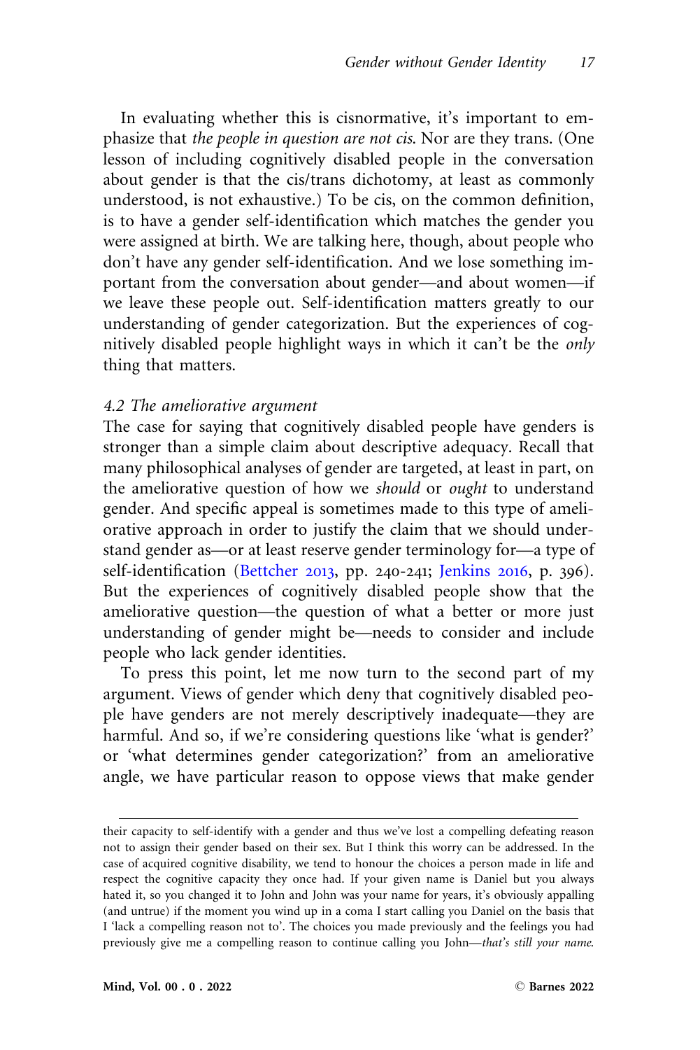In evaluating whether this is cisnormative, it's important to emphasize that *the people in question are not cis*. Nor are they trans. (One lesson of including cognitively disabled people in the conversation about gender is that the cis/trans dichotomy, at least as commonly understood, is not exhaustive.) To be cis, on the common definition, is to have a gender self-identification which matches the gender you were assigned at birth. We are talking here, though, about people who don't have any gender self-identification. And we lose something important from the conversation about gender—and about women—if we leave these people out. Self-identification matters greatly to our understanding of gender categorization. But the experiences of cognitively disabled people highlight ways in which it can't be the *only* thing that matters.

### *4.2 The ameliorative argument*

The case for saying that cognitively disabled people have genders is stronger than a simple claim about descriptive adequacy. Recall that many philosophical analyses of gender are targeted, at least in part, on the ameliorative question of how we *should* or *ought* to understand gender. And specific appeal is sometimes made to this type of ameliorative approach in order to justify the claim that we should understand gender as—or at least reserve gender terminology for—a type of self-identification (Bettcher 2013, pp. 240-241; Jenkins 2016, p. 396). But the experiences of cognitively disabled people show that the ameliorative question—the question of what a better or more just understanding of gender might be—needs to consider and include people who lack gender identities.

To press this point, let me now turn to the second part of my argument. Views of gender which deny that cognitively disabled people have genders are not merely descriptively inadequate—they are harmful. And so, if we're considering questions like 'what is gender?' or 'what determines gender categorization?' from an ameliorative angle, we have particular reason to oppose views that make gender

---

their capacity to self-identify with a gender and thus we've lost a compelling defeating reason not to assign their gender based on their sex. But I think this worry can be addressed. In the case of acquired cognitive disability, we tend to honour the choices a person made in life and respect the cognitive capacity they once had. If your given name is Daniel but you always hated it, so you changed it to John and John was your name for years, it's obviously appalling (and untrue) if the moment you wind up in a coma I start calling you Daniel on the basis that I 'lack a compelling reason not to'. The choices you made previously and the feelings you had previously give me a compelling reason to continue calling you John—*that's still your name*.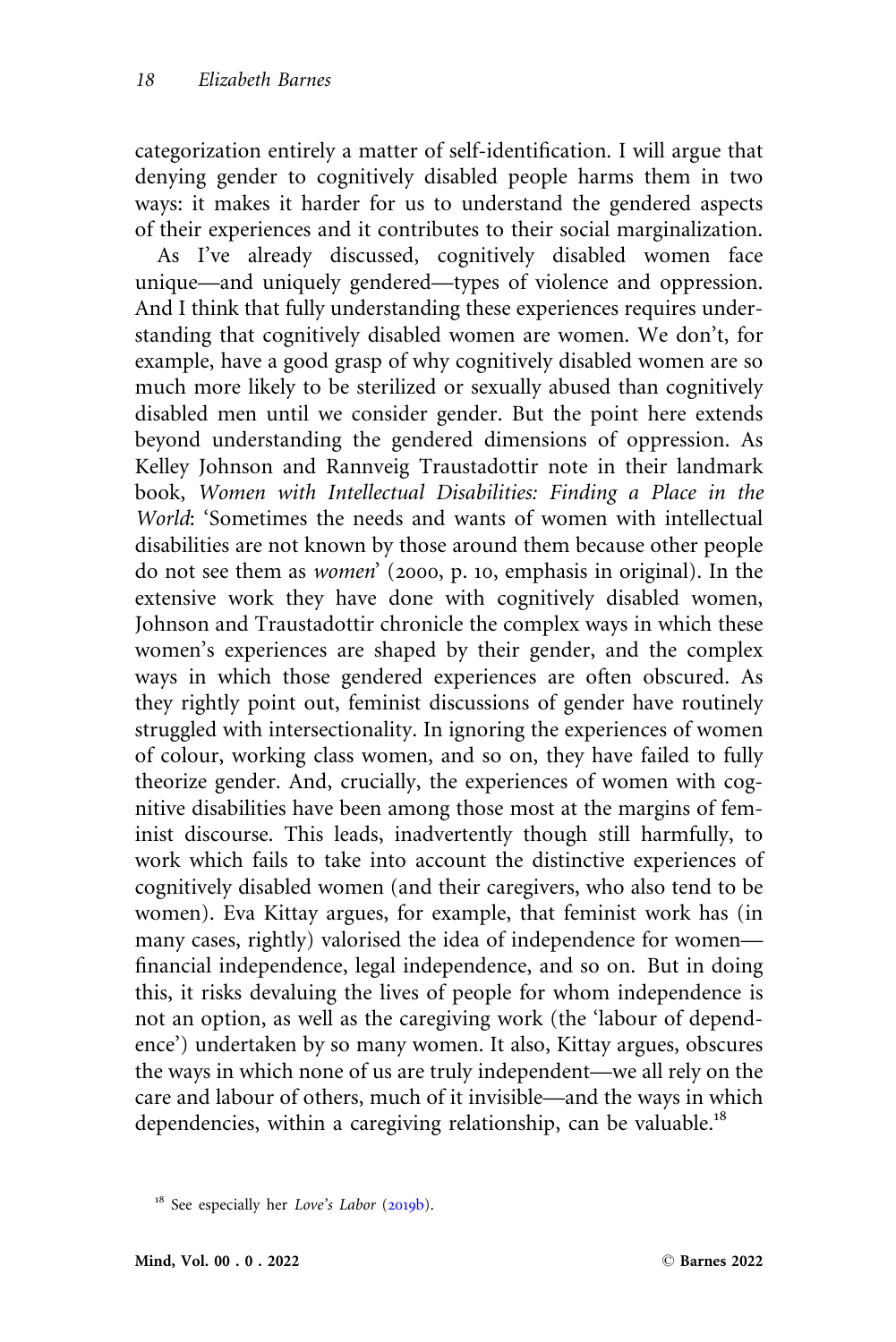categorization entirely a matter of self-identification. I will argue that denying gender to cognitively disabled people harms them in two ways: it makes it harder for us to understand the gendered aspects of their experiences and it contributes to their social marginalization.

As I've already discussed, cognitively disabled women face unique—and uniquely gendered—types of violence and oppression. And I think that fully understanding these experiences requires understanding that cognitively disabled women are women. We don't, for example, have a good grasp of why cognitively disabled women are so much more likely to be sterilized or sexually abused than cognitively disabled men until we consider gender. But the point here extends beyond understanding the gendered dimensions of oppression. As Kelley Johnson and Rannveig Traustadottir note in their landmark book, *Women with Intellectual Disabilities: Finding a Place in the World*: 'Sometimes the needs and wants of women with intellectual disabilities are not known by those around them because other people do not see them as *women*' (2000, p. 10, emphasis in original). In the extensive work they have done with cognitively disabled women, Johnson and Traustadottir chronicle the complex ways in which these women's experiences are shaped by their gender, and the complex ways in which those gendered experiences are often obscured. As they rightly point out, feminist discussions of gender have routinely struggled with intersectionality. In ignoring the experiences of women of colour, working class women, and so on, they have failed to fully theorize gender. And, crucially, the experiences of women with cognitive disabilities have been among those most at the margins of feminist discourse. This leads, inadvertently though still harmfully, to work which fails to take into account the distinctive experiences of cognitively disabled women (and their caregivers, who also tend to be women). Eva Kittay argues, for example, that feminist work has (in many cases, rightly) valorised the idea of independence for women—financial independence, legal independence, and so on. But in doing this, it risks devaluing the lives of people for whom independence is not an option, as well as the caregiving work (the 'labour of dependence') undertaken by so many women. It also, Kittay argues, obscures the ways in which none of us are truly independent—we all rely on the care and labour of others, much of it invisible—and the ways in which dependencies, within a caregiving relationship, can be valuable.[18]

[18] See especially her *Love's Labor* (2019b).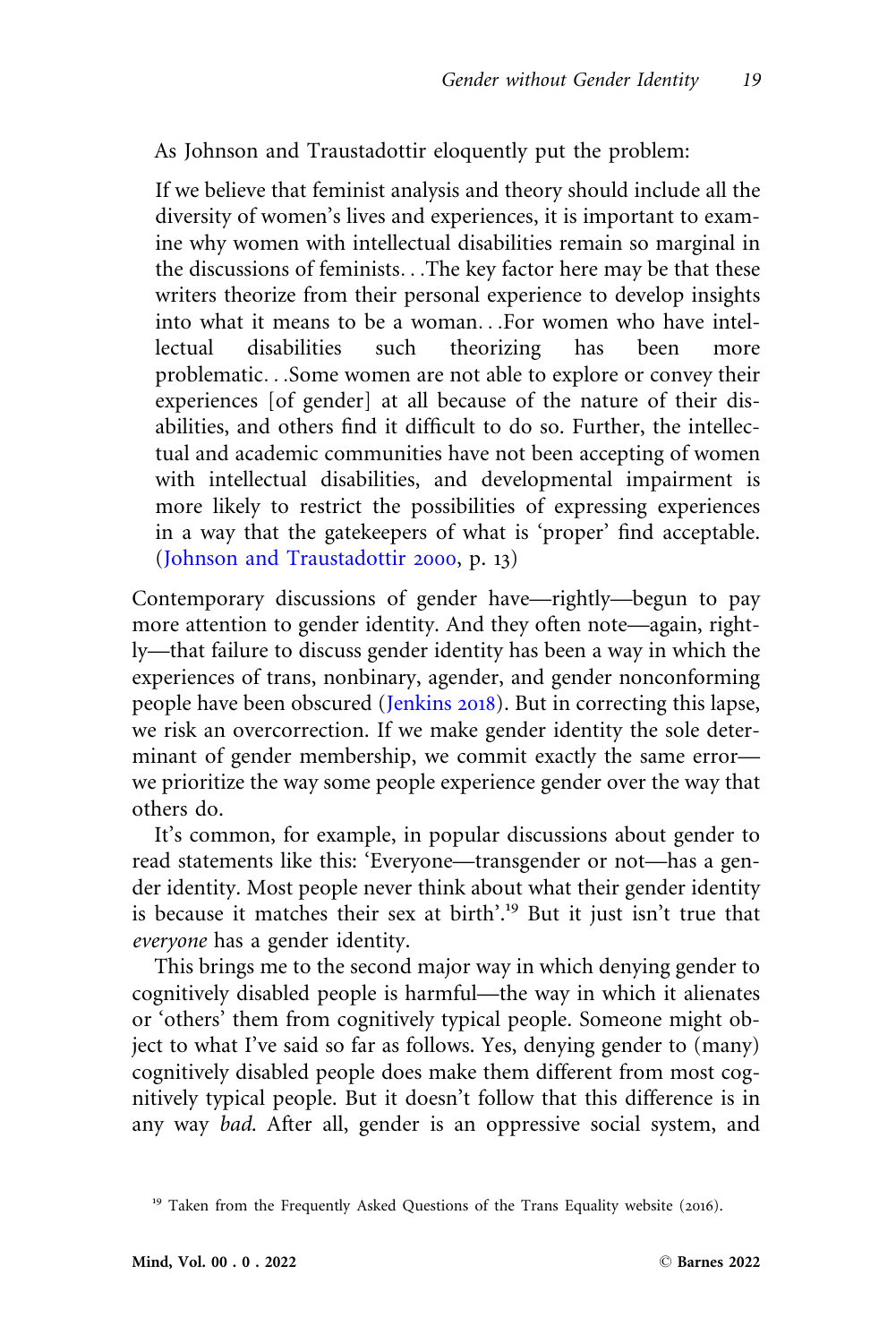As Johnson and Traustadottir eloquently put the problem:

> If we believe that feminist analysis and theory should include all the diversity of women's lives and experiences, it is important to examine why women with intellectual disabilities remain so marginal in the discussions of feminists. . .The key factor here may be that these writers theorize from their personal experience to develop insights into what it means to be a woman. . .For women who have intellectual disabilities such theorizing has been more problematic. . .Some women are not able to explore or convey their experiences [of gender] at all because of the nature of their disabilities, and others find it difficult to do so. Further, the intellectual and academic communities have not been accepting of women with intellectual disabilities, and developmental impairment is more likely to restrict the possibilities of expressing experiences in a way that the gatekeepers of what is 'proper' find acceptable. (Johnson and Traustadottir 2000, p. 13)

Contemporary discussions of gender have—rightly—begun to pay more attention to gender identity. And they often note—again, rightly—that failure to discuss gender identity has been a way in which the experiences of trans, nonbinary, agender, and gender nonconforming people have been obscured (Jenkins 2018). But in correcting this lapse, we risk an overcorrection. If we make gender identity the sole determinant of gender membership, we commit exactly the same error—we prioritize the way some people experience gender over the way that others do.

It's common, for example, in popular discussions about gender to read statements like this: 'Everyone—transgender or not—has a gender identity. Most people never think about what their gender identity is because it matches their sex at birth'.[19] But it just isn't true that *everyone* has a gender identity.

This brings me to the second major way in which denying gender to cognitively disabled people is harmful—the way in which it alienates or 'others' them from cognitively typical people. Someone might object to what I've said so far as follows. Yes, denying gender to (many) cognitively disabled people does make them different from most cognitively typical people. But it doesn't follow that this difference is in any way *bad*. After all, gender is an oppressive social system, and

[19] Taken from the Frequently Asked Questions of the Trans Equality website (2016).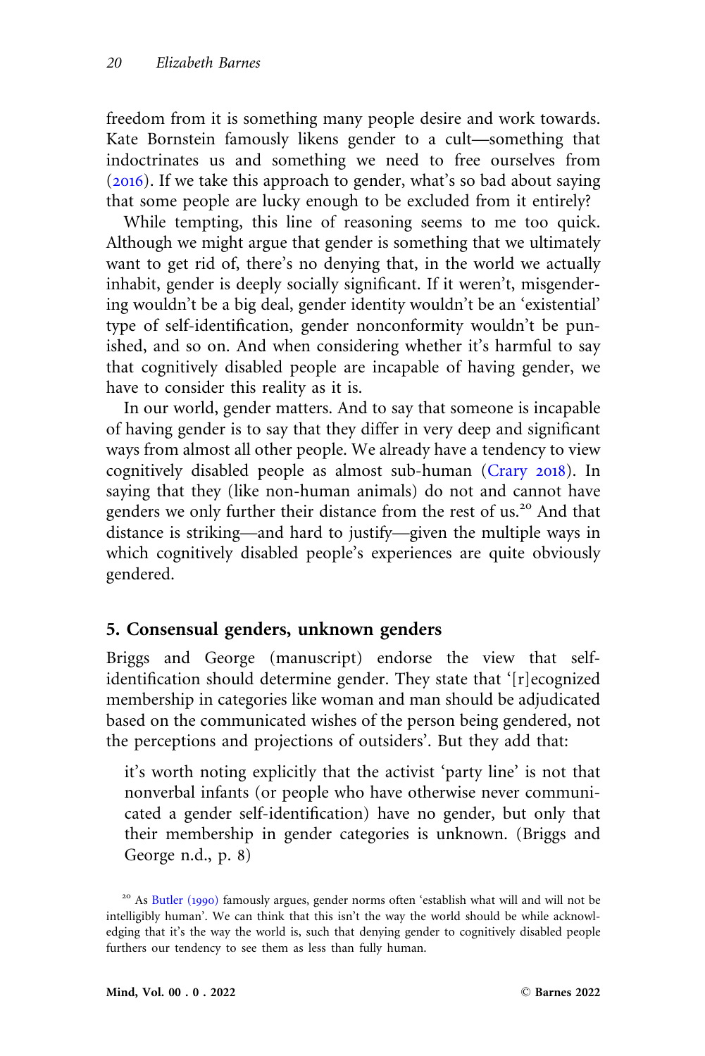freedom from it is something many people desire and work towards. Kate Bornstein famously likens gender to a cult—something that indoctrinates us and something we need to free ourselves from (2016). If we take this approach to gender, what's so bad about saying that some people are lucky enough to be excluded from it entirely?

While tempting, this line of reasoning seems to me too quick. Although we might argue that gender is something that we ultimately want to get rid of, there's no denying that, in the world we actually inhabit, gender is deeply socially significant. If it weren't, misgendering wouldn't be a big deal, gender identity wouldn't be an 'existential' type of self-identification, gender nonconformity wouldn't be punished, and so on. And when considering whether it's harmful to say that cognitively disabled people are incapable of having gender, we have to consider this reality as it is.

In our world, gender matters. And to say that someone is incapable of having gender is to say that they differ in very deep and significant ways from almost all other people. We already have a tendency to view cognitively disabled people as almost sub-human (Crary 2018). In saying that they (like non-human animals) do not and cannot have genders we only further their distance from the rest of us.[20] And that distance is striking—and hard to justify—given the multiple ways in which cognitively disabled people's experiences are quite obviously gendered.

## 5. Consensual genders, unknown genders

Briggs and George (manuscript) endorse the view that self-identification should determine gender. They state that '[r]ecognized membership in categories like woman and man should be adjudicated based on the communicated wishes of the person being gendered, not the perceptions and projections of outsiders'. But they add that:

> it's worth noting explicitly that the activist 'party line' is not that nonverbal infants (or people who have otherwise never communicated a gender self-identification) have no gender, but only that their membership in gender categories is unknown. (Briggs and George n.d., p. 8)

[20] As Butler (1990) famously argues, gender norms often 'establish what will and will not be intelligibly human'. We can think that this isn't the way the world should be while acknowledging that it's the way the world is, such that denying gender to cognitively disabled people furthers our tendency to see them as less than fully human.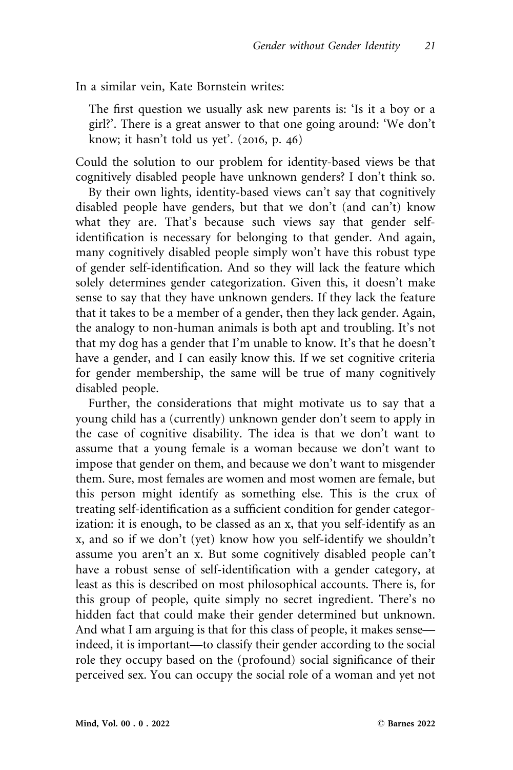In a similar vein, Kate Bornstein writes:

> The first question we usually ask new parents is: 'Is it a boy or a girl?'. There is a great answer to that one going around: 'We don't know; it hasn't told us yet'. (2016, p. 46)

Could the solution to our problem for identity-based views be that cognitively disabled people have unknown genders? I don't think so.

By their own lights, identity-based views can't say that cognitively disabled people have genders, but that we don't (and can't) know what they are. That's because such views say that gender self-identification is necessary for belonging to that gender. And again, many cognitively disabled people simply won't have this robust type of gender self-identification. And so they will lack the feature which solely determines gender categorization. Given this, it doesn't make sense to say that they have unknown genders. If they lack the feature that it takes to be a member of a gender, then they lack gender. Again, the analogy to non-human animals is both apt and troubling. It's not that my dog has a gender that I'm unable to know. It's that he doesn't have a gender, and I can easily know this. If we set cognitive criteria for gender membership, the same will be true of many cognitively disabled people.

Further, the considerations that might motivate us to say that a young child has a (currently) unknown gender don't seem to apply in the case of cognitive disability. The idea is that we don't want to assume that a young female is a woman because we don't want to impose that gender on them, and because we don't want to misgender them. Sure, most females are women and most women are female, but this person might identify as something else. This is the crux of treating self-identification as a sufficient condition for gender categorization: it is enough, to be classed as an x, that you self-identify as an x, and so if we don't (yet) know how you self-identify we shouldn't assume you aren't an x. But some cognitively disabled people can't have a robust sense of self-identification with a gender category, at least as this is described on most philosophical accounts. There is, for this group of people, quite simply no secret ingredient. There's no hidden fact that could make their gender determined but unknown. And what I am arguing is that for this class of people, it makes sense—indeed, it is important—to classify their gender according to the social role they occupy based on the (profound) social significance of their perceived sex. You can occupy the social role of a woman and yet not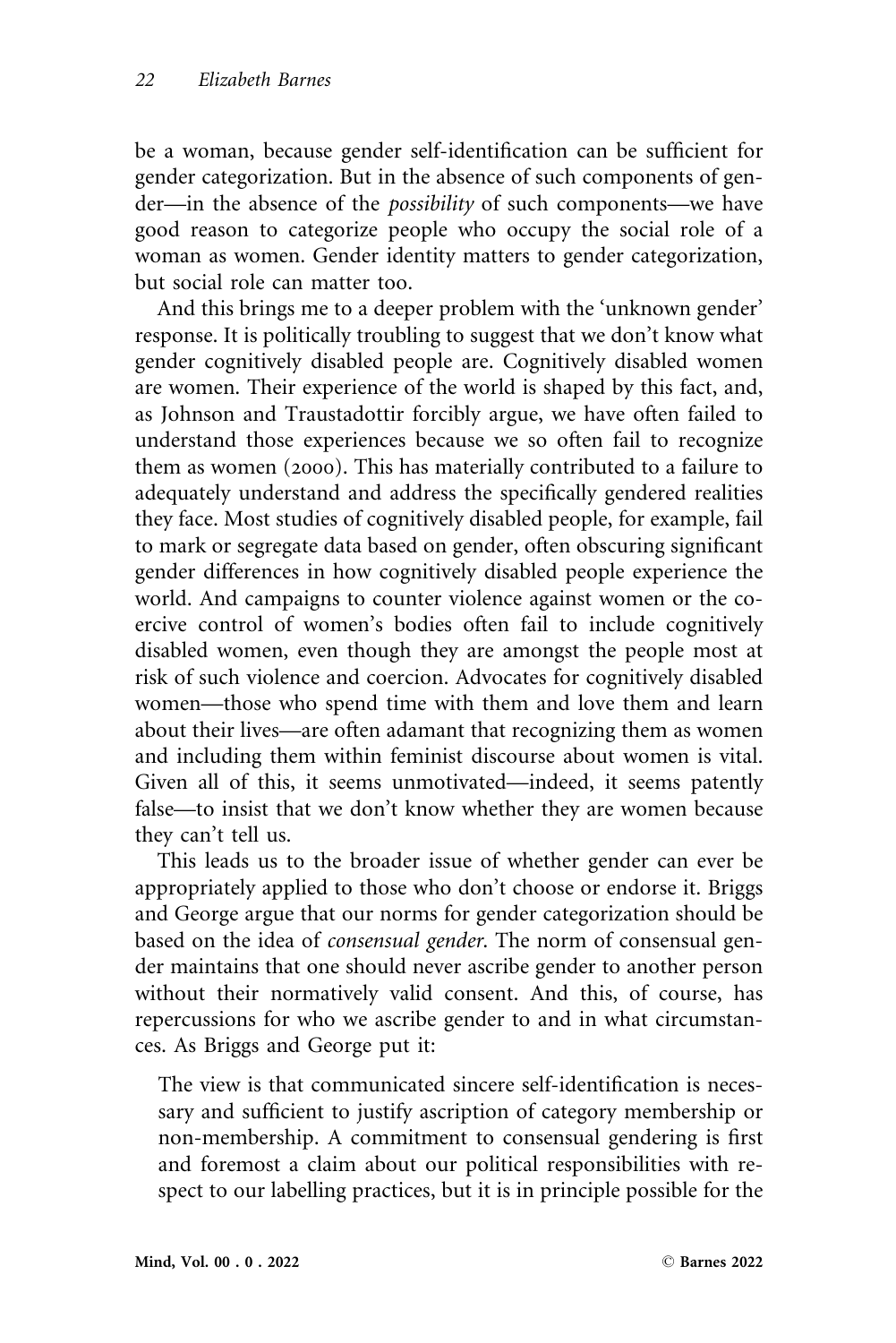be a woman, because gender self-identification can be sufficient for gender categorization. But in the absence of such components of gender—in the absence of the *possibility* of such components—we have good reason to categorize people who occupy the social role of a woman as women. Gender identity matters to gender categorization, but social role can matter too.

And this brings me to a deeper problem with the 'unknown gender' response. It is politically troubling to suggest that we don't know what gender cognitively disabled people are. Cognitively disabled women are women. Their experience of the world is shaped by this fact, and, as Johnson and Traustadottir forcibly argue, we have often failed to understand those experiences because we so often fail to recognize them as women (2000). This has materially contributed to a failure to adequately understand and address the specifically gendered realities they face. Most studies of cognitively disabled people, for example, fail to mark or segregate data based on gender, often obscuring significant gender differences in how cognitively disabled people experience the world. And campaigns to counter violence against women or the coercive control of women's bodies often fail to include cognitively disabled women, even though they are amongst the people most at risk of such violence and coercion. Advocates for cognitively disabled women—those who spend time with them and love them and learn about their lives—are often adamant that recognizing them as women and including them within feminist discourse about women is vital. Given all of this, it seems unmotivated—indeed, it seems patently false—to insist that we don't know whether they are women because they can't tell us.

This leads us to the broader issue of whether gender can ever be appropriately applied to those who don't choose or endorse it. Briggs and George argue that our norms for gender categorization should be based on the idea of *consensual gender*. The norm of consensual gender maintains that one should never ascribe gender to another person without their normatively valid consent. And this, of course, has repercussions for who we ascribe gender to and in what circumstances. As Briggs and George put it:

> The view is that communicated sincere self-identification is necessary and sufficient to justify ascription of category membership or non-membership. A commitment to consensual gendering is first and foremost a claim about our political responsibilities with respect to our labelling practices, but it is in principle possible for the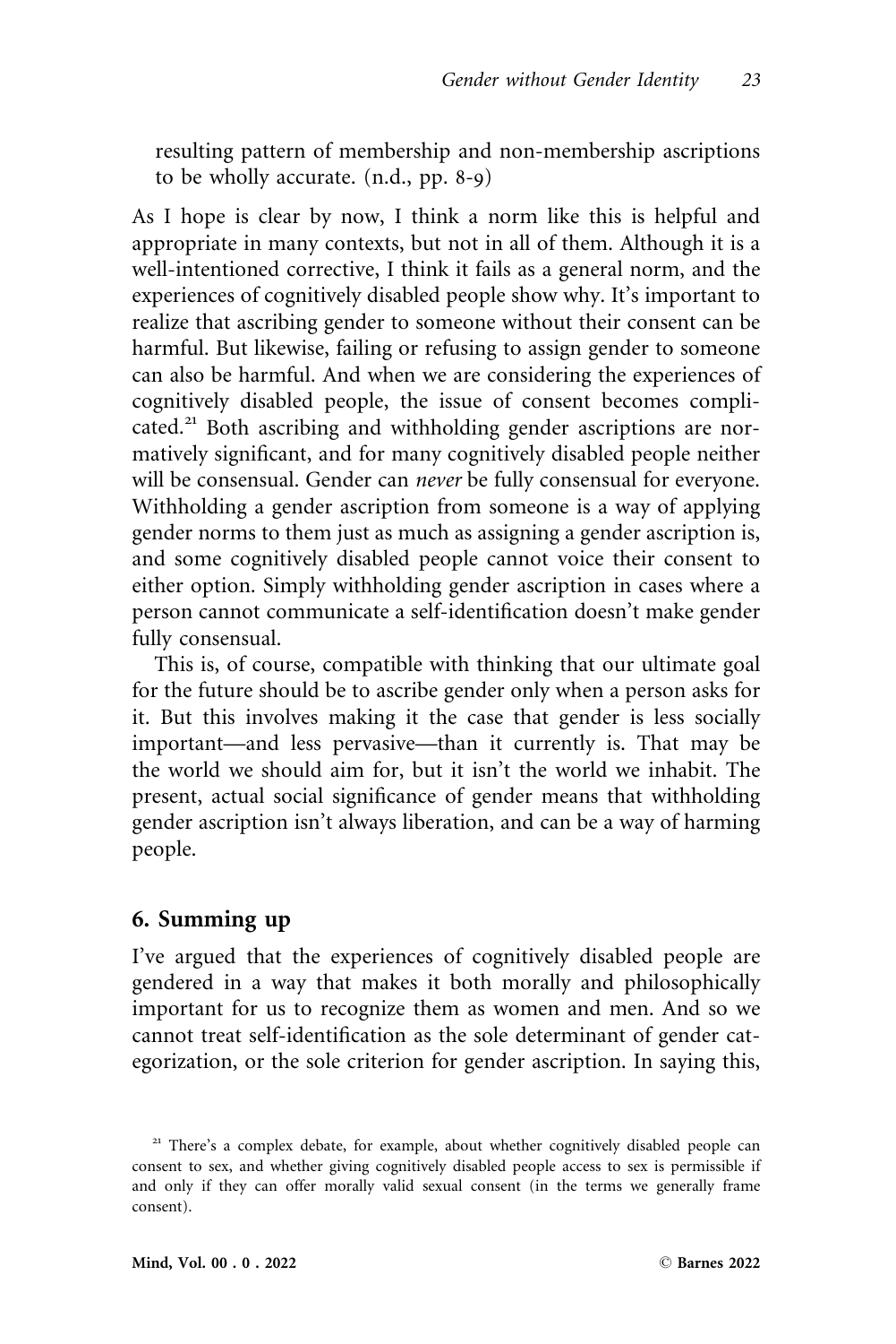resulting pattern of membership and non-membership ascriptions to be wholly accurate. (n.d., pp. 8-9)

As I hope is clear by now, I think a norm like this is helpful and appropriate in many contexts, but not in all of them. Although it is a well-intentioned corrective, I think it fails as a general norm, and the experiences of cognitively disabled people show why. It's important to realize that ascribing gender to someone without their consent can be harmful. But likewise, failing or refusing to assign gender to someone can also be harmful. And when we are considering the experiences of cognitively disabled people, the issue of consent becomes complicated.[21] Both ascribing and withholding gender ascriptions are normatively significant, and for many cognitively disabled people neither will be consensual. Gender can *never* be fully consensual for everyone. Withholding a gender ascription from someone is a way of applying gender norms to them just as much as assigning a gender ascription is, and some cognitively disabled people cannot voice their consent to either option. Simply withholding gender ascription in cases where a person cannot communicate a self-identification doesn't make gender fully consensual.

This is, of course, compatible with thinking that our ultimate goal for the future should be to ascribe gender only when a person asks for it. But this involves making it the case that gender is less socially important—and less pervasive—than it currently is. That may be the world we should aim for, but it isn't the world we inhabit. The present, actual social significance of gender means that withholding gender ascription isn't always liberation, and can be a way of harming people.

## 6. Summing up

I've argued that the experiences of cognitively disabled people are gendered in a way that makes it both morally and philosophically important for us to recognize them as women and men. And so we cannot treat self-identification as the sole determinant of gender categorization, or the sole criterion for gender ascription. In saying this,

[21] There's a complex debate, for example, about whether cognitively disabled people can consent to sex, and whether giving cognitively disabled people access to sex is permissible if and only if they can offer morally valid sexual consent (in the terms we generally frame consent).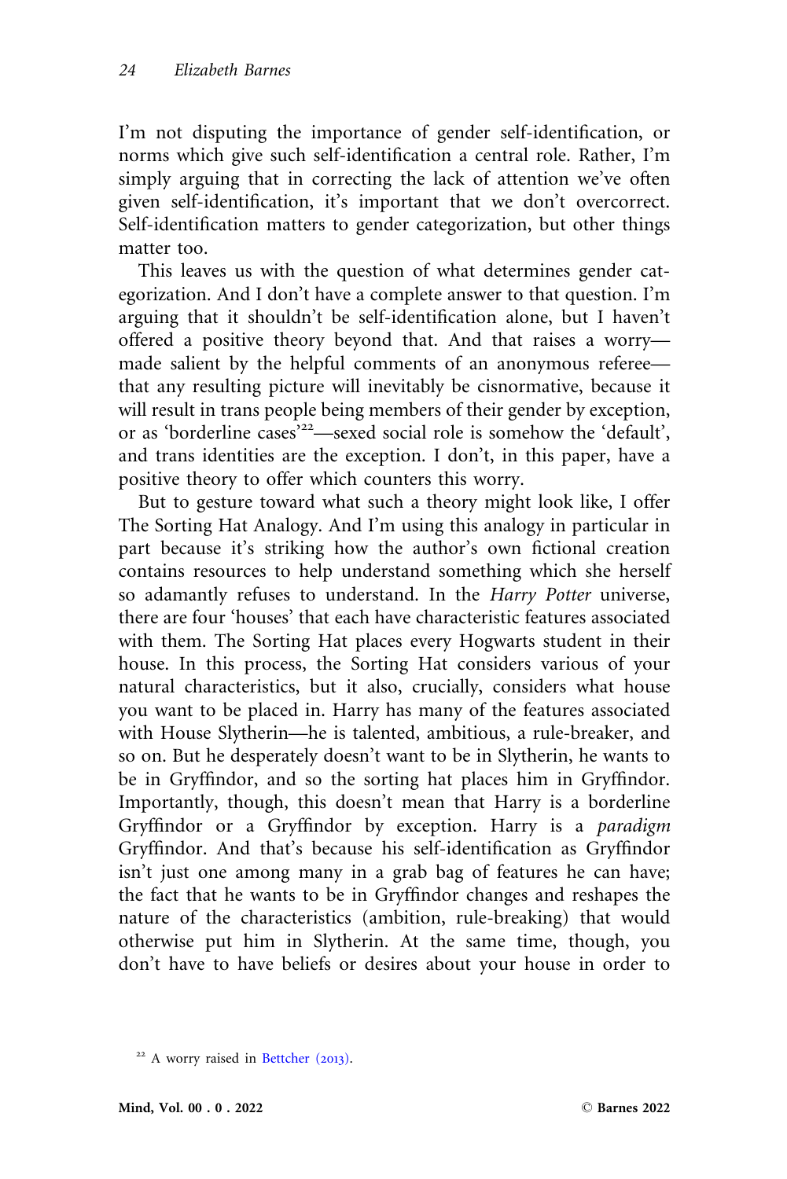I'm not disputing the importance of gender self-identification, or norms which give such self-identification a central role. Rather, I'm simply arguing that in correcting the lack of attention we've often given self-identification, it's important that we don't overcorrect. Self-identification matters to gender categorization, but other things matter too.

This leaves us with the question of what determines gender categorization. And I don't have a complete answer to that question. I'm arguing that it shouldn't be self-identification alone, but I haven't offered a positive theory beyond that. And that raises a worry—made salient by the helpful comments of an anonymous referee—that any resulting picture will inevitably be cisnormative, because it will result in trans people being members of their gender by exception, or as 'borderline cases'[22]—sexed social role is somehow the 'default', and trans identities are the exception. I don't, in this paper, have a positive theory to offer which counters this worry.

But to gesture toward what such a theory might look like, I offer The Sorting Hat Analogy. And I'm using this analogy in particular in part because it's striking how the author's own fictional creation contains resources to help understand something which she herself so adamantly refuses to understand. In the *Harry Potter* universe, there are four 'houses' that each have characteristic features associated with them. The Sorting Hat places every Hogwarts student in their house. In this process, the Sorting Hat considers various of your natural characteristics, but it also, crucially, considers what house you want to be placed in. Harry has many of the features associated with House Slytherin—he is talented, ambitious, a rule-breaker, and so on. But he desperately doesn't want to be in Slytherin, he wants to be in Gryffindor, and so the sorting hat places him in Gryffindor. Importantly, though, this doesn't mean that Harry is a borderline Gryffindor or a Gryffindor by exception. Harry is a *paradigm* Gryffindor. And that's because his self-identification as Gryffindor isn't just one among many in a grab bag of features he can have; the fact that he wants to be in Gryffindor changes and reshapes the nature of the characteristics (ambition, rule-breaking) that would otherwise put him in Slytherin. At the same time, though, you don't have to have beliefs or desires about your house in order to

---

[22] A worry raised in Bettcher (2013).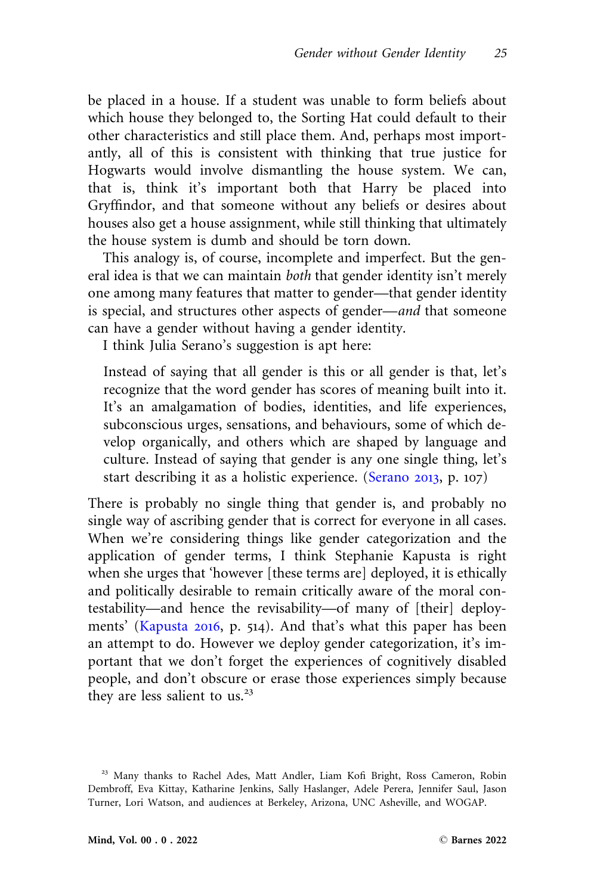be placed in a house. If a student was unable to form beliefs about which house they belonged to, the Sorting Hat could default to their other characteristics and still place them. And, perhaps most importantly, all of this is consistent with thinking that true justice for Hogwarts would involve dismantling the house system. We can, that is, think it's important both that Harry be placed into Gryffindor, and that someone without any beliefs or desires about houses also get a house assignment, while still thinking that ultimately the house system is dumb and should be torn down.

This analogy is, of course, incomplete and imperfect. But the general idea is that we can maintain *both* that gender identity isn't merely one among many features that matter to gender—that gender identity is special, and structures other aspects of gender—*and* that someone can have a gender without having a gender identity.

I think Julia Serano's suggestion is apt here:

> Instead of saying that all gender is this or all gender is that, let's recognize that the word gender has scores of meaning built into it. It's an amalgamation of bodies, identities, and life experiences, subconscious urges, sensations, and behaviours, some of which develop organically, and others which are shaped by language and culture. Instead of saying that gender is any one single thing, let's start describing it as a holistic experience. (Serano 2013, p. 107)

There is probably no single thing that gender is, and probably no single way of ascribing gender that is correct for everyone in all cases. When we're considering things like gender categorization and the application of gender terms, I think Stephanie Kapusta is right when she urges that 'however [these terms are] deployed, it is ethically and politically desirable to remain critically aware of the moral contestability—and hence the revisability—of many of [their] deployments' (Kapusta 2016, p. 514). And that's what this paper has been an attempt to do. However we deploy gender categorization, it's important that we don't forget the experiences of cognitively disabled people, and don't obscure or erase those experiences simply because they are less salient to us.[23]

[23] Many thanks to Rachel Ades, Matt Andler, Liam Kofi Bright, Ross Cameron, Robin Dembroff, Eva Kittay, Katharine Jenkins, Sally Haslanger, Adele Perera, Jennifer Saul, Jason Turner, Lori Watson, and audiences at Berkeley, Arizona, UNC Asheville, and WOGAP.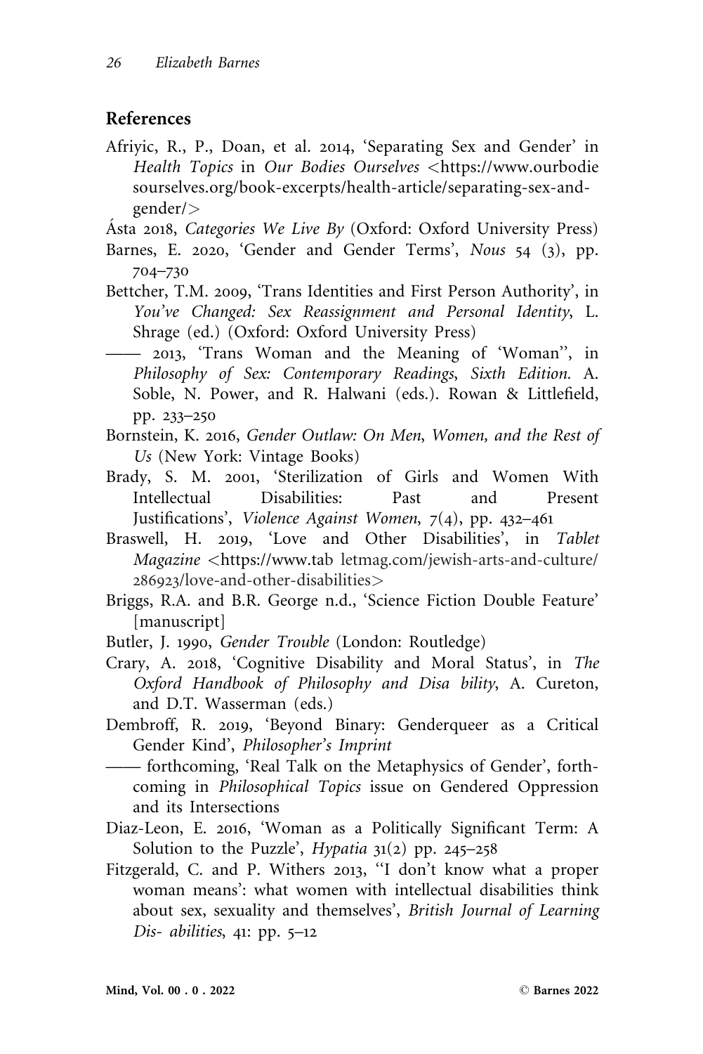## References

Afriyic, R., P., Doan, et al. 2014, 'Separating Sex and Gender' in *Health Topics* in *Our Bodies Ourselves* <https://www.ourbodiesourselves.org/book-excerpts/health-article/separating-sex-and-gender/>

Ásta 2018, *Categories We Live By* (Oxford: Oxford University Press)

Barnes, E. 2020, 'Gender and Gender Terms', *Nous* 54 (3), pp. 704–730

Bettcher, T.M. 2009, 'Trans Identities and First Person Authority', in *You've Changed: Sex Reassignment and Personal Identity*, L. Shrage (ed.) (Oxford: Oxford University Press)

—— 2013, 'Trans Woman and the Meaning of 'Woman'', in *Philosophy of Sex: Contemporary Readings, Sixth Edition*. A. Soble, N. Power, and R. Halwani (eds.). Rowan & Littlefield, pp. 233–250

Bornstein, K. 2016, *Gender Outlaw: On Men, Women, and the Rest of Us* (New York: Vintage Books)

Brady, S. M. 2001, 'Sterilization of Girls and Women With Intellectual Disabilities: Past and Present Justifications', *Violence Against Women*, 7(4), pp. 432–461

Braswell, H. 2019, 'Love and Other Disabilities', in *Tablet Magazine* <https://www.tab letmag.com/jewish-arts-and-culture/286923/love-and-other-disabilities>

Briggs, R.A. and B.R. George n.d., 'Science Fiction Double Feature' [manuscript]

Butler, J. 1990, *Gender Trouble* (London: Routledge)

Crary, A. 2018, 'Cognitive Disability and Moral Status', in *The Oxford Handbook of Philosophy and Disa bility*, A. Cureton, and D.T. Wasserman (eds.)

Dembroff, R. 2019, 'Beyond Binary: Genderqueer as a Critical Gender Kind', *Philosopher's Imprint*

—— forthcoming, 'Real Talk on the Metaphysics of Gender', forthcoming in *Philosophical Topics* issue on Gendered Oppression and its Intersections

Diaz-Leon, E. 2016, 'Woman as a Politically Significant Term: A Solution to the Puzzle', *Hypatia* 31(2) pp. 245–258

Fitzgerald, C. and P. Withers 2013, ''I don't know what a proper woman means': what women with intellectual disabilities think about sex, sexuality and themselves', *British Journal of Learning Dis- abilities*, 41: pp. 5–12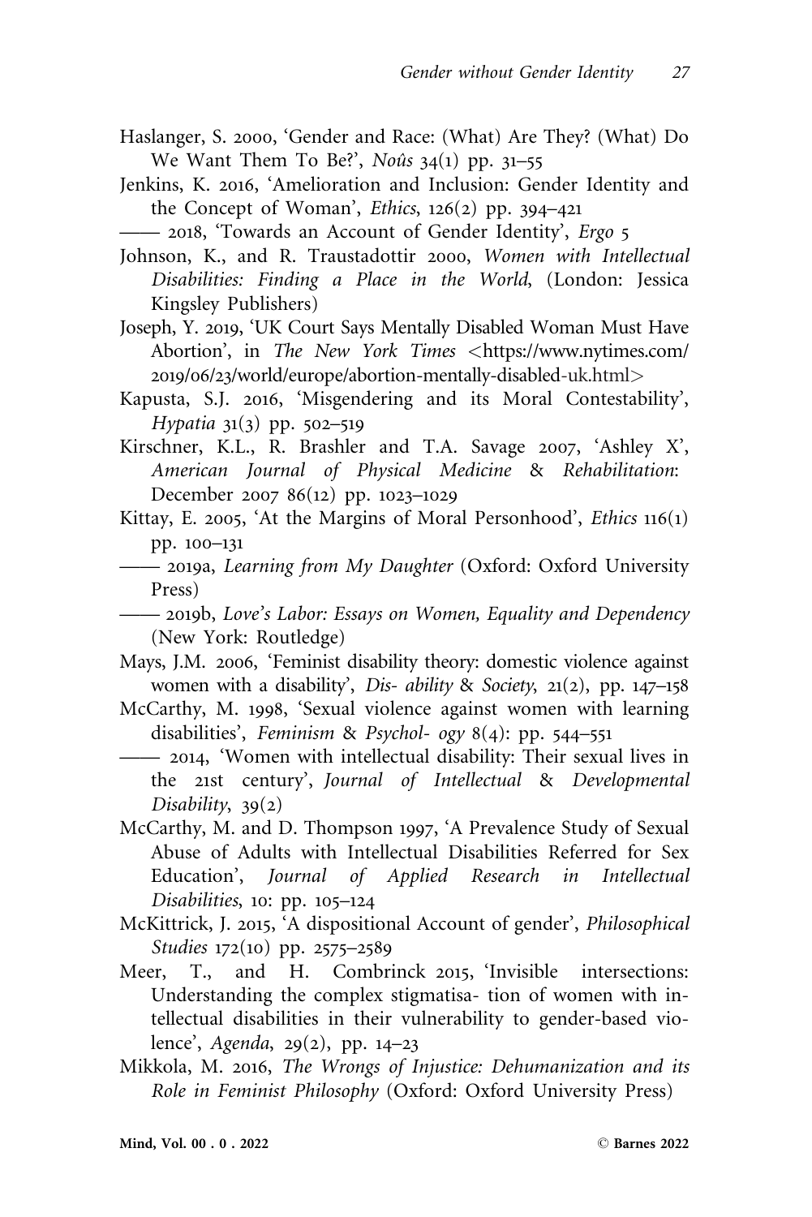Haslanger, S. 2000, 'Gender and Race: (What) Are They? (What) Do We Want Them To Be?', *Noûs* 34(1) pp. 31–55

Jenkins, K. 2016, 'Amelioration and Inclusion: Gender Identity and the Concept of Woman', *Ethics*, 126(2) pp. 394–421

—— 2018, 'Towards an Account of Gender Identity', *Ergo* 5

Johnson, K., and R. Traustadottir 2000, *Women with Intellectual Disabilities: Finding a Place in the World*, (London: Jessica Kingsley Publishers)

Joseph, Y. 2019, 'UK Court Says Mentally Disabled Woman Must Have Abortion', in *The New York Times* <https://www.nytimes.com/2019/06/23/world/europe/abortion-mentally-disabled-uk.html>

Kapusta, S.J. 2016, 'Misgendering and its Moral Contestability', *Hypatia* 31(3) pp. 502–519

Kirschner, K.L., R. Brashler and T.A. Savage 2007, 'Ashley X', *American Journal of Physical Medicine & Rehabilitation*: December 2007 86(12) pp. 1023–1029

Kittay, E. 2005, 'At the Margins of Moral Personhood', *Ethics* 116(1) pp. 100–131

—— 2019a, *Learning from My Daughter* (Oxford: Oxford University Press)

—— 2019b, *Love's Labor: Essays on Women, Equality and Dependency* (New York: Routledge)

Mays, J.M. 2006, 'Feminist disability theory: domestic violence against women with a disability', *Dis- ability & Society*, 21(2), pp. 147–158

McCarthy, M. 1998, 'Sexual violence against women with learning disabilities', *Feminism & Psychol- ogy* 8(4): pp. 544–551

—— 2014, 'Women with intellectual disability: Their sexual lives in the 21st century', *Journal of Intellectual & Developmental Disability*, 39(2)

McCarthy, M. and D. Thompson 1997, 'A Prevalence Study of Sexual Abuse of Adults with Intellectual Disabilities Referred for Sex Education', *Journal of Applied Research in Intellectual Disabilities*, 10: pp. 105–124

McKittrick, J. 2015, 'A dispositional Account of gender', *Philosophical Studies* 172(10) pp. 2575–2589

Meer, T., and H. Combrinck 2015, 'Invisible intersections: Understanding the complex stigmatisa- tion of women with intellectual disabilities in their vulnerability to gender-based violence', *Agenda*, 29(2), pp. 14–23

Mikkola, M. 2016, *The Wrongs of Injustice: Dehumanization and its Role in Feminist Philosophy* (Oxford: Oxford University Press)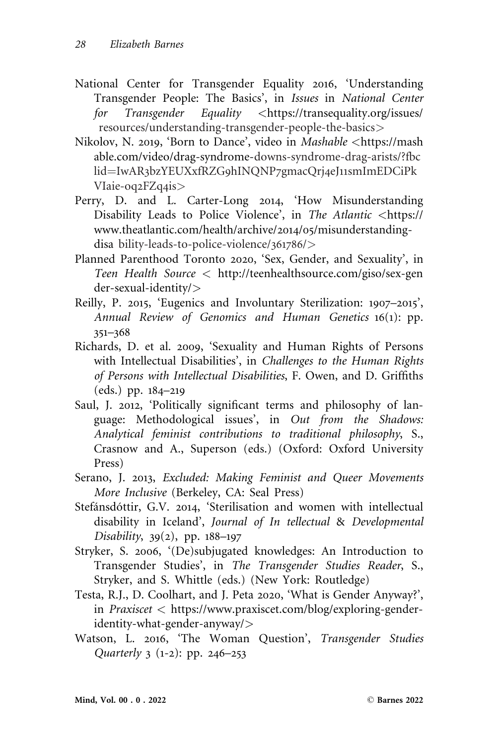National Center for Transgender Equality 2016, 'Understanding Transgender People: The Basics', in *Issues* in *National Center for Transgender Equality* <https://transequality.org/issues/resources/understanding-transgender-people-the-basics>

Nikolov, N. 2019, 'Born to Dance', video in *Mashable* <https://mashable.com/video/drag-syndrome-downs-syndrome-drag-arists/?fbclid=IwAR3bzYEUXxfRZG9hINQNP7gmacQrj4eJ11smImEDCiPkVIaie-0q2FZq4is>

Perry, D. and L. Carter-Long 2014, 'How Misunderstanding Disability Leads to Police Violence', in *The Atlantic* <https://www.theatlantic.com/health/archive/2014/05/misunderstanding-disa bility-leads-to-police-violence/361786/>

Planned Parenthood Toronto 2020, 'Sex, Gender, and Sexuality', in *Teen Health Source* < http://teenhealthsource.com/giso/sex-gender-sexual-identity/>

Reilly, P. 2015, 'Eugenics and Involuntary Sterilization: 1907–2015', *Annual Review of Genomics and Human Genetics* 16(1): pp. 351–368

Richards, D. et al. 2009, 'Sexuality and Human Rights of Persons with Intellectual Disabilities', in *Challenges to the Human Rights of Persons with Intellectual Disabilities*, F. Owen, and D. Griffiths (eds.) pp. 184–219

Saul, J. 2012, 'Politically significant terms and philosophy of language: Methodological issues', in *Out from the Shadows: Analytical feminist contributions to traditional philosophy*, S., Crasnow and A., Superson (eds.) (Oxford: Oxford University Press)

Serano, J. 2013, *Excluded: Making Feminist and Queer Movements More Inclusive* (Berkeley, CA: Seal Press)

Stefánsdóttir, G.V. 2014, 'Sterilisation and women with intellectual disability in Iceland', *Journal of In tellectual* & *Developmental Disability*, 39(2), pp. 188–197

Stryker, S. 2006, '(De)subjugated knowledges: An Introduction to Transgender Studies', in *The Transgender Studies Reader*, S., Stryker, and S. Whittle (eds.) (New York: Routledge)

Testa, R.J., D. Coolhart, and J. Peta 2020, 'What is Gender Anyway?', in *Praxiscet* < https://www.praxiscet.com/blog/exploring-gender-identity-what-gender-anyway/>

Watson, L. 2016, 'The Woman Question', *Transgender Studies Quarterly* 3 (1-2): pp. 246–253